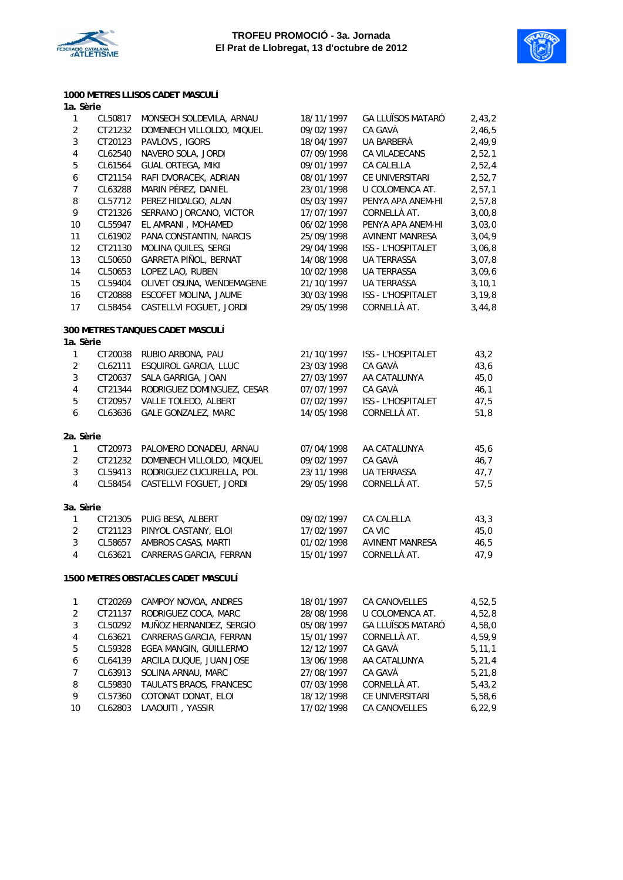# TROFEU PROMOCIÓ - 3a. Jornada
## El Prat de Llobregat, 13 d'octubre de 2012

### 1000 METRES LLISOS CADET MASCULÍ

**1a. Sèrie**

| | | | | | |
|---|---|---|---|---|---|
| 1 | CL50817 | MONSECH SOLDEVILA, ARNAU | 18/11/1997 | GA LLUÏSOS MATARÓ | 2,43,2 |
| 2 | CT21232 | DOMENECH VILLOLDO, MIQUEL | 09/02/1997 | CA GAVÀ | 2,46,5 |
| 3 | CT20123 | PAVLOVS , IGORS | 18/04/1997 | UA BARBERÀ | 2,49,9 |
| 4 | CL62540 | NAVERO SOLA, JORDI | 07/09/1998 | CA VILADECANS | 2,52,1 |
| 5 | CL61564 | GUAL ORTEGA, MIKI | 09/01/1997 | CA CALELLA | 2,52,4 |
| 6 | CT21154 | RAFI DVORACEK, ADRIAN | 08/01/1997 | CE UNIVERSITARI | 2,52,7 |
| 7 | CL63288 | MARIN PÉREZ, DANIEL | 23/01/1998 | U COLOMENCA AT. | 2,57,1 |
| 8 | CL57712 | PEREZ HIDALGO, ALAN | 05/03/1997 | PENYA APA ANEM-HI | 2,57,8 |
| 9 | CT21326 | SERRANO JORCANO, VICTOR | 17/07/1997 | CORNELLÀ AT. | 3,00,8 |
| 10 | CL55947 | EL AMRANI , MOHAMED | 06/02/1998 | PENYA APA ANEM-HI | 3,03,0 |
| 11 | CL61902 | PANA CONSTANTIN, NARCIS | 25/09/1998 | AVINENT MANRESA | 3,04,9 |
| 12 | CT21130 | MOLINA QUILES, SERGI | 29/04/1998 | ISS - L'HOSPITALET | 3,06,8 |
| 13 | CL50650 | GARRETA PIÑOL, BERNAT | 14/08/1998 | UA TERRASSA | 3,07,8 |
| 14 | CL50653 | LOPEZ LAO, RUBEN | 10/02/1998 | UA TERRASSA | 3,09,6 |
| 15 | CL59404 | OLIVET OSUNA, WENDEMAGENE | 21/10/1997 | UA TERRASSA | 3,10,1 |
| 16 | CT20888 | ESCOFET MOLINA, JAUME | 30/03/1998 | ISS - L'HOSPITALET | 3,19,8 |
| 17 | CL58454 | CASTELLVI FOGUET, JORDI | 29/05/1998 | CORNELLÀ AT. | 3,44,8 |

### 300 METRES TANQUES CADET MASCULÍ

**1a. Sèrie**

| | | | | | |
|---|---|---|---|---|---|
| 1 | CT20038 | RUBIO ARBONA, PAU | 21/10/1997 | ISS - L'HOSPITALET | 43,2 |
| 2 | CL62111 | ESQUIROL GARCIA, LLUC | 23/03/1998 | CA GAVÀ | 43,6 |
| 3 | CT20637 | SALA GARRIGA, JOAN | 27/03/1997 | AA CATALUNYA | 45,0 |
| 4 | CT21344 | RODRIGUEZ DOMINGUEZ, CESAR | 07/07/1997 | CA GAVÀ | 46,1 |
| 5 | CT20957 | VALLE TOLEDO, ALBERT | 07/02/1997 | ISS - L'HOSPITALET | 47,5 |
| 6 | CL63636 | GALE GONZALEZ, MARC | 14/05/1998 | CORNELLÀ AT. | 51,8 |

**2a. Sèrie**

| | | | | | |
|---|---|---|---|---|---|
| 1 | CT20973 | PALOMERO DONADEU, ARNAU | 07/04/1998 | AA CATALUNYA | 45,6 |
| 2 | CT21232 | DOMENECH VILLOLDO, MIQUEL | 09/02/1997 | CA GAVÀ | 46,7 |
| 3 | CL59413 | RODRIGUEZ CUCURELLA, POL | 23/11/1998 | UA TERRASSA | 47,7 |
| 4 | CL58454 | CASTELLVI FOGUET, JORDI | 29/05/1998 | CORNELLÀ AT. | 57,5 |

**3a. Sèrie**

| | | | | | |
|---|---|---|---|---|---|
| 1 | CT21305 | PUIG BESA, ALBERT | 09/02/1997 | CA CALELLA | 43,3 |
| 2 | CT21123 | PINYOL CASTANY, ELOI | 17/02/1997 | CA VIC | 45,0 |
| 3 | CL58657 | AMBROS CASAS, MARTI | 01/02/1998 | AVINENT MANRESA | 46,5 |
| 4 | CL63621 | CARRERAS GARCIA, FERRAN | 15/01/1997 | CORNELLÀ AT. | 47,9 |

### 1500 METRES OBSTACLES CADET MASCULÍ

| | | | | | |
|---|---|---|---|---|---|
| 1 | CT20269 | CAMPOY NOVOA, ANDRES | 18/01/1997 | CA CANOVELLES | 4,52,5 |
| 2 | CT21137 | RODRIGUEZ COCA, MARC | 28/08/1998 | U COLOMENCA AT. | 4,52,8 |
| 3 | CL50292 | MUÑOZ HERNANDEZ, SERGIO | 05/08/1997 | GA LLUÏSOS MATARÓ | 4,58,0 |
| 4 | CL63621 | CARRERAS GARCIA, FERRAN | 15/01/1997 | CORNELLÀ AT. | 4,59,9 |
| 5 | CL59328 | EGEA MANGIN, GUILLERMO | 12/12/1997 | CA GAVÀ | 5,11,1 |
| 6 | CL64139 | ARCILA DUQUE, JUAN JOSE | 13/06/1998 | AA CATALUNYA | 5,21,4 |
| 7 | CL63913 | SOLINA ARNAU, MARC | 27/08/1997 | CA GAVÀ | 5,21,8 |
| 8 | CL59830 | TAULATS BRAOS, FRANCESC | 07/03/1998 | CORNELLÀ AT. | 5,43,2 |
| 9 | CL57360 | COTONAT DONAT, ELOI | 18/12/1998 | CE UNIVERSITARI | 5,58,6 |
| 10 | CL62803 | LAAOUITI , YASSIR | 17/02/1998 | CA CANOVELLES | 6,22,9 |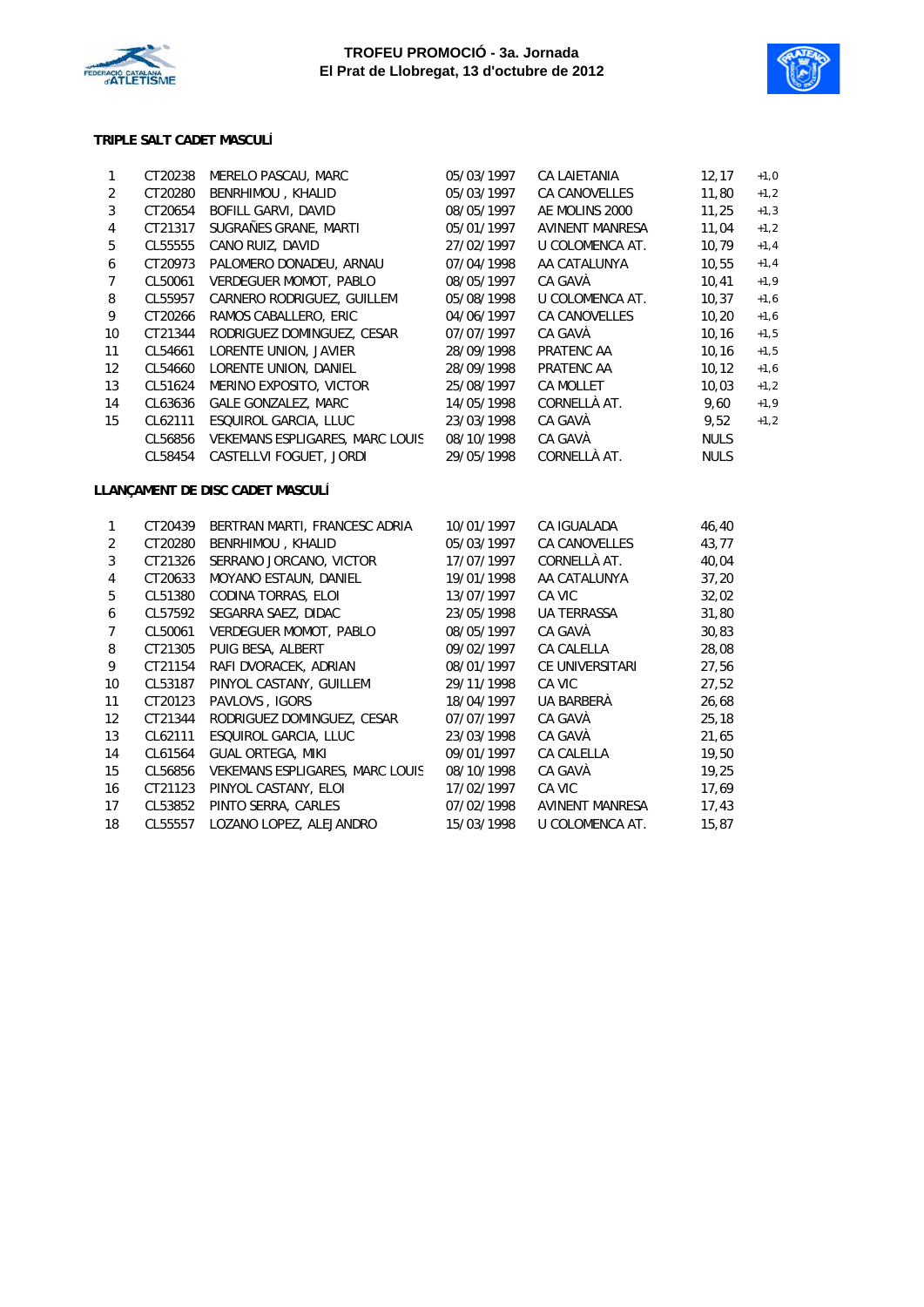## TROFEU PROMOCIÓ - 3a. Jornada
## El Prat de Llobregat, 13 d'octubre de 2012

### TRIPLE SALT CADET MASCULÍ

| | | | | | | |
|---|---|---|---|---|---|---|
| 1 | CT20238 | MERELO PASCAU, MARC | 05/03/1997 | CA LAIETANIA | 12,17 | +1,0 |
| 2 | CT20280 | BENRHIMOU , KHALID | 05/03/1997 | CA CANOVELLES | 11,80 | +1,2 |
| 3 | CT20654 | BOFILL GARVI, DAVID | 08/05/1997 | AE MOLINS 2000 | 11,25 | +1,3 |
| 4 | CT21317 | SUGRAÑES GRANE, MARTI | 05/01/1997 | AVINENT MANRESA | 11,04 | +1,2 |
| 5 | CL55555 | CANO RUIZ, DAVID | 27/02/1997 | U COLOMENCA AT. | 10,79 | +1,4 |
| 6 | CT20973 | PALOMERO DONADEU, ARNAU | 07/04/1998 | AA CATALUNYA | 10,55 | +1,4 |
| 7 | CL50061 | VERDEGUER MOMOT, PABLO | 08/05/1997 | CA GAVÀ | 10,41 | +1,9 |
| 8 | CL55957 | CARNERO RODRIGUEZ, GUILLEM | 05/08/1998 | U COLOMENCA AT. | 10,37 | +1,6 |
| 9 | CT20266 | RAMOS CABALLERO, ERIC | 04/06/1997 | CA CANOVELLES | 10,20 | +1,6 |
| 10 | CT21344 | RODRIGUEZ DOMINGUEZ, CESAR | 07/07/1997 | CA GAVÀ | 10,16 | +1,5 |
| 11 | CL54661 | LORENTE UNION, JAVIER | 28/09/1998 | PRATENC AA | 10,16 | +1,5 |
| 12 | CL54660 | LORENTE UNION, DANIEL | 28/09/1998 | PRATENC AA | 10,12 | +1,6 |
| 13 | CL51624 | MERINO EXPOSITO, VICTOR | 25/08/1997 | CA MOLLET | 10,03 | +1,2 |
| 14 | CL63636 | GALE GONZALEZ, MARC | 14/05/1998 | CORNELLÀ AT. | 9,60 | +1,9 |
| 15 | CL62111 | ESQUIROL GARCIA, LLUC | 23/03/1998 | CA GAVÀ | 9,52 | +1,2 |
| | CL56856 | VEKEMANS ESPLIGARES, MARC LOUIS | 08/10/1998 | CA GAVÀ | NULS | |
| | CL58454 | CASTELLVI FOGUET, JORDI | 29/05/1998 | CORNELLÀ AT. | NULS | |

### LLANÇAMENT DE DISC CADET MASCULÍ

| | | | | | |
|---|---|---|---|---|---|
| 1 | CT20439 | BERTRAN MARTI, FRANCESC ADRIA | 10/01/1997 | CA IGUALADA | 46,40 |
| 2 | CT20280 | BENRHIMOU , KHALID | 05/03/1997 | CA CANOVELLES | 43,77 |
| 3 | CT21326 | SERRANO JORCANO, VICTOR | 17/07/1997 | CORNELLÀ AT. | 40,04 |
| 4 | CT20633 | MOYANO ESTAUN, DANIEL | 19/01/1998 | AA CATALUNYA | 37,20 |
| 5 | CL51380 | CODINA TORRAS, ELOI | 13/07/1997 | CA VIC | 32,02 |
| 6 | CL57592 | SEGARRA SAEZ, DIDAC | 23/05/1998 | UA TERRASSA | 31,80 |
| 7 | CL50061 | VERDEGUER MOMOT, PABLO | 08/05/1997 | CA GAVÀ | 30,83 |
| 8 | CT21305 | PUIG BESA, ALBERT | 09/02/1997 | CA CALELLA | 28,08 |
| 9 | CT21154 | RAFI DVORACEK, ADRIAN | 08/01/1997 | CE UNIVERSITARI | 27,56 |
| 10 | CL53187 | PINYOL CASTANY, GUILLEM | 29/11/1998 | CA VIC | 27,52 |
| 11 | CT20123 | PAVLOVS , IGORS | 18/04/1997 | UA BARBERÀ | 26,68 |
| 12 | CT21344 | RODRIGUEZ DOMINGUEZ, CESAR | 07/07/1997 | CA GAVÀ | 25,18 |
| 13 | CL62111 | ESQUIROL GARCIA, LLUC | 23/03/1998 | CA GAVÀ | 21,65 |
| 14 | CL61564 | GUAL ORTEGA, MIKI | 09/01/1997 | CA CALELLA | 19,50 |
| 15 | CL56856 | VEKEMANS ESPLIGARES, MARC LOUIS | 08/10/1998 | CA GAVÀ | 19,25 |
| 16 | CT21123 | PINYOL CASTANY, ELOI | 17/02/1997 | CA VIC | 17,69 |
| 17 | CL53852 | PINTO SERRA, CARLES | 07/02/1998 | AVINENT MANRESA | 17,43 |
| 18 | CL55557 | LOZANO LOPEZ, ALEJANDRO | 15/03/1998 | U COLOMENCA AT. | 15,87 |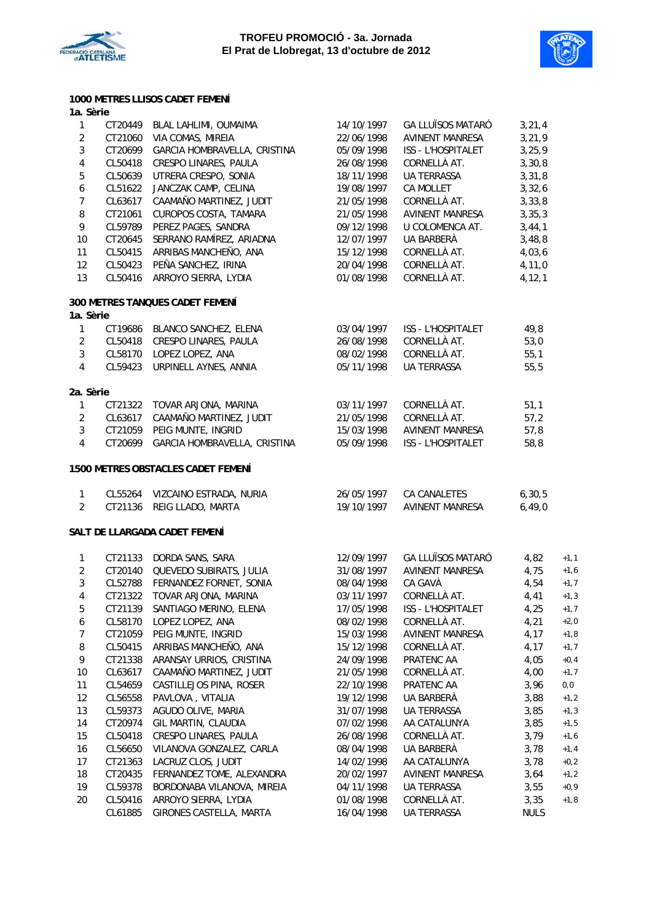**TROFEU PROMOCIÓ - 3a. Jornada**
**El Prat de Llobregat, 13 d'octubre de 2012**

### 1000 METRES LLISOS CADET FEMENÍ

**1a. Sèrie**

| | | | | | |
|---|---|---|---|---|---|
| 1 | CT20449 | BLAL LAHLIMI, OUMAIMA | 14/10/1997 | GA LLUÏSOS MATARÓ | 3,21,4 |
| 2 | CT21060 | VIA COMAS, MIREIA | 22/06/1998 | AVINENT MANRESA | 3,21,9 |
| 3 | CT20699 | GARCIA HOMBRAVELLA, CRISTINA | 05/09/1998 | ISS - L'HOSPITALET | 3,25,9 |
| 4 | CL50418 | CRESPO LINARES, PAULA | 26/08/1998 | CORNELLÀ AT. | 3,30,8 |
| 5 | CL50639 | UTRERA CRESPO, SONIA | 18/11/1998 | UA TERRASSA | 3,31,8 |
| 6 | CL51622 | JANCZAK CAMP, CELINA | 19/08/1997 | CA MOLLET | 3,32,6 |
| 7 | CL63617 | CAAMAÑO MARTINEZ, JUDIT | 21/05/1998 | CORNELLÀ AT. | 3,33,8 |
| 8 | CT21061 | CUROPOS COSTA, TAMARA | 21/05/1998 | AVINENT MANRESA | 3,35,3 |
| 9 | CL59789 | PEREZ PAGES, SANDRA | 09/12/1998 | U COLOMENCA AT. | 3,44,1 |
| 10 | CT20645 | SERRANO RAMÍREZ, ARIADNA | 12/07/1997 | UA BARBERÀ | 3,48,8 |
| 11 | CL50415 | ARRIBAS MANCHEÑO, ANA | 15/12/1998 | CORNELLÀ AT. | 4,03,6 |
| 12 | CL50423 | PEÑA SANCHEZ, IRINA | 20/04/1998 | CORNELLÀ AT. | 4,11,0 |
| 13 | CL50416 | ARROYO SIERRA, LYDIA | 01/08/1998 | CORNELLÀ AT. | 4,12,1 |

### 300 METRES TANQUES CADET FEMENÍ

**1a. Sèrie**

| | | | | | |
|---|---|---|---|---|---|
| 1 | CT19686 | BLANCO SANCHEZ, ELENA | 03/04/1997 | ISS - L'HOSPITALET | 49,8 |
| 2 | CL50418 | CRESPO LINARES, PAULA | 26/08/1998 | CORNELLÀ AT. | 53,0 |
| 3 | CL58170 | LOPEZ LOPEZ, ANA | 08/02/1998 | CORNELLÀ AT. | 55,1 |
| 4 | CL59423 | URPINELL AYNES, ANNIA | 05/11/1998 | UA TERRASSA | 55,5 |

**2a. Sèrie**

| | | | | | |
|---|---|---|---|---|---|
| 1 | CT21322 | TOVAR ARJONA, MARINA | 03/11/1997 | CORNELLÀ AT. | 51,1 |
| 2 | CL63617 | CAAMAÑO MARTINEZ, JUDIT | 21/05/1998 | CORNELLÀ AT. | 57,2 |
| 3 | CT21059 | PEIG MUNTE, INGRID | 15/03/1998 | AVINENT MANRESA | 57,8 |
| 4 | CT20699 | GARCIA HOMBRAVELLA, CRISTINA | 05/09/1998 | ISS - L'HOSPITALET | 58,8 |

### 1500 METRES OBSTACLES CADET FEMENÍ

| | | | | | |
|---|---|---|---|---|---|
| 1 | CL55264 | VIZCAINO ESTRADA, NURIA | 26/05/1997 | CA CANALETES | 6,30,5 |
| 2 | CT21136 | REIG LLADO, MARTA | 19/10/1997 | AVINENT MANRESA | 6,49,0 |

### SALT DE LLARGADA CADET FEMENÍ

| | | | | | | |
|---|---|---|---|---|---|---|
| 1 | CT21133 | DORDA SANS, SARA | 12/09/1997 | GA LLUÏSOS MATARÓ | 4,82 | +1,1 |
| 2 | CT20140 | QUEVEDO SUBIRATS, JULIA | 31/08/1997 | AVINENT MANRESA | 4,75 | +1,6 |
| 3 | CL52788 | FERNANDEZ FORNET, SONIA | 08/04/1998 | CA GAVÀ | 4,54 | +1,7 |
| 4 | CT21322 | TOVAR ARJONA, MARINA | 03/11/1997 | CORNELLÀ AT. | 4,41 | +1,3 |
| 5 | CT21139 | SANTIAGO MERINO, ELENA | 17/05/1998 | ISS - L'HOSPITALET | 4,25 | +1,7 |
| 6 | CL58170 | LOPEZ LOPEZ, ANA | 08/02/1998 | CORNELLÀ AT. | 4,21 | +2,0 |
| 7 | CT21059 | PEIG MUNTE, INGRID | 15/03/1998 | AVINENT MANRESA | 4,17 | +1,8 |
| 8 | CL50415 | ARRIBAS MANCHEÑO, ANA | 15/12/1998 | CORNELLÀ AT. | 4,17 | +1,7 |
| 9 | CT21338 | ARANSAY URRIOS, CRISTINA | 24/09/1998 | PRATENC AA | 4,05 | +0,4 |
| 10 | CL63617 | CAAMAÑO MARTINEZ, JUDIT | 21/05/1998 | CORNELLÀ AT. | 4,00 | +1,7 |
| 11 | CL54659 | CASTILLEJOS PINA, ROSER | 22/10/1998 | PRATENC AA | 3,96 | 0,0 |
| 12 | CL56558 | PAVLOVA , VITALIA | 19/12/1998 | UA BARBERÀ | 3,88 | +1,2 |
| 13 | CL59373 | AGUDO OLIVE, MARIA | 31/07/1998 | UA TERRASSA | 3,85 | +1,3 |
| 14 | CT20974 | GIL MARTIN, CLAUDIA | 07/02/1998 | AA CATALUNYA | 3,85 | +1,5 |
| 15 | CL50418 | CRESPO LINARES, PAULA | 26/08/1998 | CORNELLÀ AT. | 3,79 | +1,6 |
| 16 | CL56650 | VILANOVA GONZALEZ, CARLA | 08/04/1998 | UA BARBERÀ | 3,78 | +1,4 |
| 17 | CT21363 | LACRUZ CLOS, JUDIT | 14/02/1998 | AA CATALUNYA | 3,78 | +0,2 |
| 18 | CT20435 | FERNANDEZ TOME, ALEXANDRA | 20/02/1997 | AVINENT MANRESA | 3,64 | +1,2 |
| 19 | CL59378 | BORDONABA VILANOVA, MIREIA | 04/11/1998 | UA TERRASSA | 3,55 | +0,9 |
| 20 | CL50416 | ARROYO SIERRA, LYDIA | 01/08/1998 | CORNELLÀ AT. | 3,35 | +1,8 |
| | CL61885 | GIRONES CASTELLA, MARTA | 16/04/1998 | UA TERRASSA | NULS | |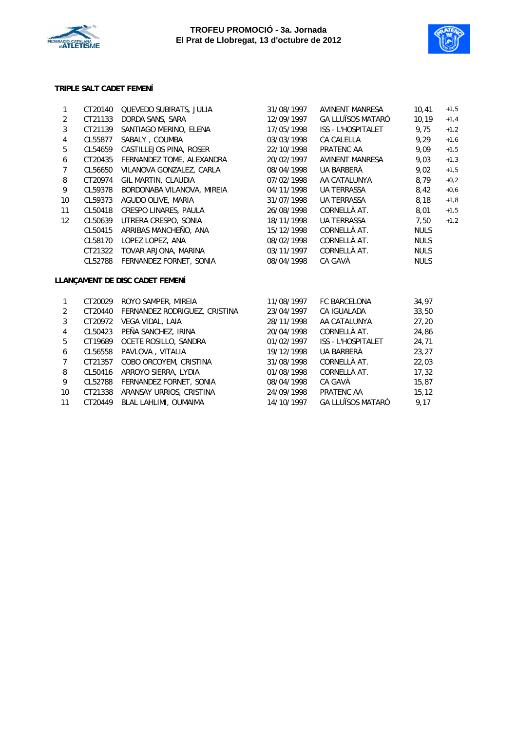**TRIPLE SALT CADET FEMENÍ**

| | | | | | | |
|---|---|---|---|---|---|---|
| 1 | CT20140 | QUEVEDO SUBIRATS, JULIA | 31/08/1997 | AVINENT MANRESA | 10,41 | +1,5 |
| 2 | CT21133 | DORDA SANS, SARA | 12/09/1997 | GA LLUÏSOS MATARÓ | 10,19 | +1,4 |
| 3 | CT21139 | SANTIAGO MERINO, ELENA | 17/05/1998 | ISS - L'HOSPITALET | 9,75 | +1,2 |
| 4 | CL55877 | SABALY , COUMBA | 03/03/1998 | CA CALELLA | 9,29 | +1,6 |
| 5 | CL54659 | CASTILLEJOS PINA, ROSER | 22/10/1998 | PRATENC AA | 9,09 | +1,5 |
| 6 | CT20435 | FERNANDEZ TOME, ALEXANDRA | 20/02/1997 | AVINENT MANRESA | 9,03 | +1,3 |
| 7 | CL56650 | VILANOVA GONZALEZ, CARLA | 08/04/1998 | UA BARBERÀ | 9,02 | +1,5 |
| 8 | CT20974 | GIL MARTIN, CLAUDIA | 07/02/1998 | AA CATALUNYA | 8,79 | +0,2 |
| 9 | CL59378 | BORDONABA VILANOVA, MIREIA | 04/11/1998 | UA TERRASSA | 8,42 | +0,6 |
| 10 | CL59373 | AGUDO OLIVE, MARIA | 31/07/1998 | UA TERRASSA | 8,18 | +1,8 |
| 11 | CL50418 | CRESPO LINARES, PAULA | 26/08/1998 | CORNELLÀ AT. | 8,01 | +1,5 |
| 12 | CL50639 | UTRERA CRESPO, SONIA | 18/11/1998 | UA TERRASSA | 7,50 | +1,2 |
| | CL50415 | ARRIBAS MANCHEÑO, ANA | 15/12/1998 | CORNELLÀ AT. | NULS | |
| | CL58170 | LOPEZ LOPEZ, ANA | 08/02/1998 | CORNELLÀ AT. | NULS | |
| | CT21322 | TOVAR ARJONA, MARINA | 03/11/1997 | CORNELLÀ AT. | NULS | |
| | CL52788 | FERNANDEZ FORNET, SONIA | 08/04/1998 | CA GAVÀ | NULS | |

**LLANÇAMENT DE DISC CADET FEMENÍ**

| | | | | | |
|---|---|---|---|---|---|
| 1 | CT20029 | ROYO SAMPER, MIREIA | 11/08/1997 | FC BARCELONA | 34,97 |
| 2 | CT20440 | FERNANDEZ RODRIGUEZ, CRISTINA | 23/04/1997 | CA IGUALADA | 33,50 |
| 3 | CT20972 | VEGA VIDAL, LAIA | 28/11/1998 | AA CATALUNYA | 27,20 |
| 4 | CL50423 | PEÑA SANCHEZ, IRINA | 20/04/1998 | CORNELLÀ AT. | 24,86 |
| 5 | CT19689 | OCETE ROSILLO, SANDRA | 01/02/1997 | ISS - L'HOSPITALET | 24,71 |
| 6 | CL56558 | PAVLOVA , VITALIA | 19/12/1998 | UA BARBERÀ | 23,27 |
| 7 | CT21357 | COBO ORCOYEM, CRISTINA | 31/08/1998 | CORNELLÀ AT. | 22,03 |
| 8 | CL50416 | ARROYO SIERRA, LYDIA | 01/08/1998 | CORNELLÀ AT. | 17,32 |
| 9 | CL52788 | FERNANDEZ FORNET, SONIA | 08/04/1998 | CA GAVÀ | 15,87 |
| 10 | CT21338 | ARANSAY URRIOS, CRISTINA | 24/09/1998 | PRATENC AA | 15,12 |
| 11 | CT20449 | BLAL LAHLIMI, OUMAIMA | 14/10/1997 | GA LLUÏSOS MATARÓ | 9,17 |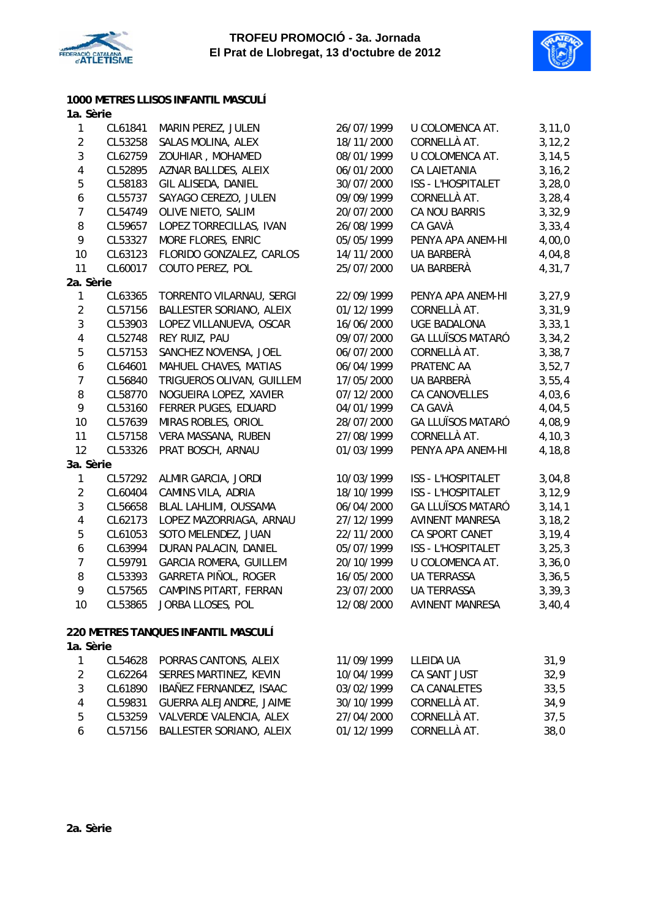## 1000 METRES LLISOS INFANTIL MASCULÍ

### 1a. Sèrie

| | | | | | |
|---|---|---|---|---|---|
| 1 | CL61841 | MARIN PEREZ, JULEN | 26/07/1999 | U COLOMENCA AT. | 3,11,0 |
| 2 | CL53258 | SALAS MOLINA, ALEX | 18/11/2000 | CORNELLÀ AT. | 3,12,2 |
| 3 | CL62759 | ZOUHIAR , MOHAMED | 08/01/1999 | U COLOMENCA AT. | 3,14,5 |
| 4 | CL52895 | AZNAR BALLDES, ALEIX | 06/01/2000 | CA LAIETANIA | 3,16,2 |
| 5 | CL58183 | GIL ALISEDA, DANIEL | 30/07/2000 | ISS - L'HOSPITALET | 3,28,0 |
| 6 | CL55737 | SAYAGO CEREZO, JULEN | 09/09/1999 | CORNELLÀ AT. | 3,28,4 |
| 7 | CL54749 | OLIVE NIETO, SALIM | 20/07/2000 | CA NOU BARRIS | 3,32,9 |
| 8 | CL59657 | LOPEZ TORRECILLAS, IVAN | 26/08/1999 | CA GAVÀ | 3,33,4 |
| 9 | CL53327 | MORE FLORES, ENRIC | 05/05/1999 | PENYA APA ANEM-HI | 4,00,0 |
| 10 | CL63123 | FLORIDO GONZALEZ, CARLOS | 14/11/2000 | UA BARBERÀ | 4,04,8 |
| 11 | CL60017 | COUTO PEREZ, POL | 25/07/2000 | UA BARBERÀ | 4,31,7 |

### 2a. Sèrie

| | | | | | |
|---|---|---|---|---|---|
| 1 | CL63365 | TORRENTO VILARNAU, SERGI | 22/09/1999 | PENYA APA ANEM-HI | 3,27,9 |
| 2 | CL57156 | BALLESTER SORIANO, ALEIX | 01/12/1999 | CORNELLÀ AT. | 3,31,9 |
| 3 | CL53903 | LOPEZ VILLANUEVA, OSCAR | 16/06/2000 | UGE BADALONA | 3,33,1 |
| 4 | CL52748 | REY RUIZ, PAU | 09/07/2000 | GA LLUÏSOS MATARÓ | 3,34,2 |
| 5 | CL57153 | SANCHEZ NOVENSA, JOEL | 06/07/2000 | CORNELLÀ AT. | 3,38,7 |
| 6 | CL64601 | MAHUEL CHAVES, MATIAS | 06/04/1999 | PRATENC AA | 3,52,7 |
| 7 | CL56840 | TRIGUEROS OLIVAN, GUILLEM | 17/05/2000 | UA BARBERÀ | 3,55,4 |
| 8 | CL58770 | NOGUEIRA LOPEZ, XAVIER | 07/12/2000 | CA CANOVELLES | 4,03,6 |
| 9 | CL53160 | FERRER PUGES, EDUARD | 04/01/1999 | CA GAVÀ | 4,04,5 |
| 10 | CL57639 | MIRAS ROBLES, ORIOL | 28/07/2000 | GA LLUÏSOS MATARÓ | 4,08,9 |
| 11 | CL57158 | VERA MASSANA, RUBEN | 27/08/1999 | CORNELLÀ AT. | 4,10,3 |
| 12 | CL53326 | PRAT BOSCH, ARNAU | 01/03/1999 | PENYA APA ANEM-HI | 4,18,8 |

### 3a. Sèrie

| | | | | | |
|---|---|---|---|---|---|
| 1 | CL57292 | ALMIR GARCIA, JORDI | 10/03/1999 | ISS - L'HOSPITALET | 3,04,8 |
| 2 | CL60404 | CAMINS VILA, ADRIA | 18/10/1999 | ISS - L'HOSPITALET | 3,12,9 |
| 3 | CL56658 | BLAL LAHLIMI, OUSSAMA | 06/04/2000 | GA LLUÏSOS MATARÓ | 3,14,1 |
| 4 | CL62173 | LOPEZ MAZORRIAGA, ARNAU | 27/12/1999 | AVINENT MANRESA | 3,18,2 |
| 5 | CL61053 | SOTO MELENDEZ, JUAN | 22/11/2000 | CA SPORT CANET | 3,19,4 |
| 6 | CL63994 | DURAN PALACIN, DANIEL | 05/07/1999 | ISS - L'HOSPITALET | 3,25,3 |
| 7 | CL59791 | GARCIA ROMERA, GUILLEM | 20/10/1999 | U COLOMENCA AT. | 3,36,0 |
| 8 | CL53393 | GARRETA PIÑOL, ROGER | 16/05/2000 | UA TERRASSA | 3,36,5 |
| 9 | CL57565 | CAMPINS PITART, FERRAN | 23/07/2000 | UA TERRASSA | 3,39,3 |
| 10 | CL53865 | JORBA LLOSES, POL | 12/08/2000 | AVINENT MANRESA | 3,40,4 |

## 220 METRES TANQUES INFANTIL MASCULÍ

### 1a. Sèrie

| | | | | | |
|---|---|---|---|---|---|
| 1 | CL54628 | PORRAS CANTONS, ALEIX | 11/09/1999 | LLEIDA UA | 31,9 |
| 2 | CL62264 | SERRES MARTINEZ, KEVIN | 10/04/1999 | CA SANT JUST | 32,9 |
| 3 | CL61890 | IBAÑEZ FERNANDEZ, ISAAC | 03/02/1999 | CA CANALETES | 33,5 |
| 4 | CL59831 | GUERRA ALEJANDRE, JAIME | 30/10/1999 | CORNELLÀ AT. | 34,9 |
| 5 | CL53259 | VALVERDE VALENCIA, ALEX | 27/04/2000 | CORNELLÀ AT. | 37,5 |
| 6 | CL57156 | BALLESTER SORIANO, ALEIX | 01/12/1999 | CORNELLÀ AT. | 38,0 |

### 2a. Sèrie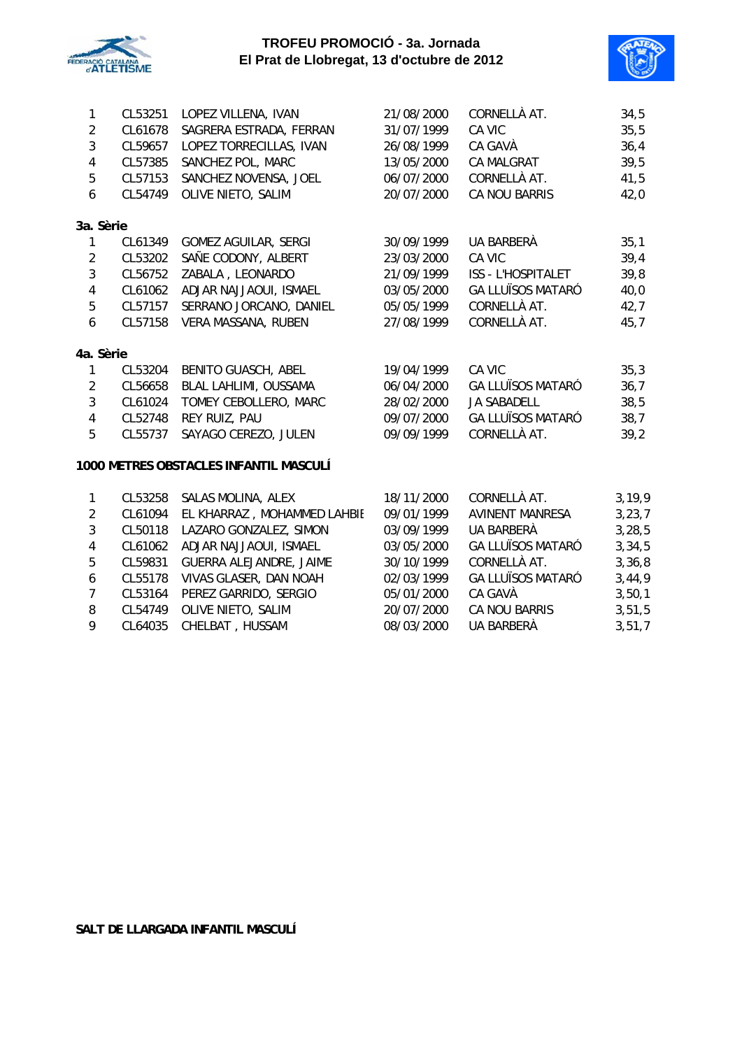| | | | | | |
|---|---|---|---|---|---|
| 1 | CL53251 | LOPEZ VILLENA, IVAN | 21/08/2000 | CORNELLÀ AT. | 34,5 |
| 2 | CL61678 | SAGRERA ESTRADA, FERRAN | 31/07/1999 | CA VIC | 35,5 |
| 3 | CL59657 | LOPEZ TORRECILLAS, IVAN | 26/08/1999 | CA GAVÀ | 36,4 |
| 4 | CL57385 | SANCHEZ POL, MARC | 13/05/2000 | CA MALGRAT | 39,5 |
| 5 | CL57153 | SANCHEZ NOVENSA, JOEL | 06/07/2000 | CORNELLÀ AT. | 41,5 |
| 6 | CL54749 | OLIVE NIETO, SALIM | 20/07/2000 | CA NOU BARRIS | 42,0 |

**3a. Sèrie**

| | | | | | |
|---|---|---|---|---|---|
| 1 | CL61349 | GOMEZ AGUILAR, SERGI | 30/09/1999 | UA BARBERÀ | 35,1 |
| 2 | CL53202 | SAÑE CODONY, ALBERT | 23/03/2000 | CA VIC | 39,4 |
| 3 | CL56752 | ZABALA , LEONARDO | 21/09/1999 | ISS - L'HOSPITALET | 39,8 |
| 4 | CL61062 | ADJAR NAJJAOUI, ISMAEL | 03/05/2000 | GA LLUÏSOS MATARÓ | 40,0 |
| 5 | CL57157 | SERRANO JORCANO, DANIEL | 05/05/1999 | CORNELLÀ AT. | 42,7 |
| 6 | CL57158 | VERA MASSANA, RUBEN | 27/08/1999 | CORNELLÀ AT. | 45,7 |

**4a. Sèrie**

| | | | | | |
|---|---|---|---|---|---|
| 1 | CL53204 | BENITO GUASCH, ABEL | 19/04/1999 | CA VIC | 35,3 |
| 2 | CL56658 | BLAL LAHLIMI, OUSSAMA | 06/04/2000 | GA LLUÏSOS MATARÓ | 36,7 |
| 3 | CL61024 | TOMEY CEBOLLERO, MARC | 28/02/2000 | JA SABADELL | 38,5 |
| 4 | CL52748 | REY RUIZ, PAU | 09/07/2000 | GA LLUÏSOS MATARÓ | 38,7 |
| 5 | CL55737 | SAYAGO CEREZO, JULEN | 09/09/1999 | CORNELLÀ AT. | 39,2 |

**1000 METRES OBSTACLES INFANTIL MASCULÍ**

| | | | | | |
|---|---|---|---|---|---|
| 1 | CL53258 | SALAS MOLINA, ALEX | 18/11/2000 | CORNELLÀ AT. | 3,19,9 |
| 2 | CL61094 | EL KHARRAZ , MOHAMMED LAHBIB | 09/01/1999 | AVINENT MANRESA | 3,23,7 |
| 3 | CL50118 | LAZARO GONZALEZ, SIMON | 03/09/1999 | UA BARBERÀ | 3,28,5 |
| 4 | CL61062 | ADJAR NAJJAOUI, ISMAEL | 03/05/2000 | GA LLUÏSOS MATARÓ | 3,34,5 |
| 5 | CL59831 | GUERRA ALEJANDRE, JAIME | 30/10/1999 | CORNELLÀ AT. | 3,36,8 |
| 6 | CL55178 | VIVAS GLASER, DAN NOAH | 02/03/1999 | GA LLUÏSOS MATARÓ | 3,44,9 |
| 7 | CL53164 | PEREZ GARRIDO, SERGIO | 05/01/2000 | CA GAVÀ | 3,50,1 |
| 8 | CL54749 | OLIVE NIETO, SALIM | 20/07/2000 | CA NOU BARRIS | 3,51,5 |
| 9 | CL64035 | CHELBAT , HUSSAM | 08/03/2000 | UA BARBERÀ | 3,51,7 |

**SALT DE LLARGADA INFANTIL MASCULÍ**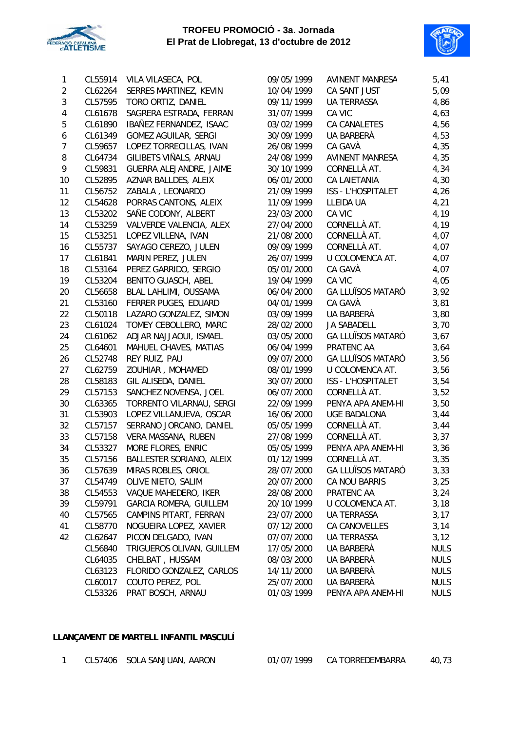| | | | | | |
|---|---|---|---|---|---|
| 1 | CL55914 | VILA VILASECA, POL | 09/05/1999 | AVINENT MANRESA | 5,41 |
| 2 | CL62264 | SERRES MARTINEZ, KEVIN | 10/04/1999 | CA SANT JUST | 5,09 |
| 3 | CL57595 | TORO ORTIZ, DANIEL | 09/11/1999 | UA TERRASSA | 4,86 |
| 4 | CL61678 | SAGRERA ESTRADA, FERRAN | 31/07/1999 | CA VIC | 4,63 |
| 5 | CL61890 | IBAÑEZ FERNANDEZ, ISAAC | 03/02/1999 | CA CANALETES | 4,56 |
| 6 | CL61349 | GOMEZ AGUILAR, SERGI | 30/09/1999 | UA BARBERÀ | 4,53 |
| 7 | CL59657 | LOPEZ TORRECILLAS, IVAN | 26/08/1999 | CA GAVÀ | 4,35 |
| 8 | CL64734 | GILIBETS VIÑALS, ARNAU | 24/08/1999 | AVINENT MANRESA | 4,35 |
| 9 | CL59831 | GUERRA ALEJANDRE, JAIME | 30/10/1999 | CORNELLÀ AT. | 4,34 |
| 10 | CL52895 | AZNAR BALLDES, ALEIX | 06/01/2000 | CA LAIETANIA | 4,30 |
| 11 | CL56752 | ZABALA , LEONARDO | 21/09/1999 | ISS - L'HOSPITALET | 4,26 |
| 12 | CL54628 | PORRAS CANTONS, ALEIX | 11/09/1999 | LLEIDA UA | 4,21 |
| 13 | CL53202 | SAÑE CODONY, ALBERT | 23/03/2000 | CA VIC | 4,19 |
| 14 | CL53259 | VALVERDE VALENCIA, ALEX | 27/04/2000 | CORNELLÀ AT. | 4,19 |
| 15 | CL53251 | LOPEZ VILLENA, IVAN | 21/08/2000 | CORNELLÀ AT. | 4,07 |
| 16 | CL55737 | SAYAGO CEREZO, JULEN | 09/09/1999 | CORNELLÀ AT. | 4,07 |
| 17 | CL61841 | MARIN PEREZ, JULEN | 26/07/1999 | U COLOMENCA AT. | 4,07 |
| 18 | CL53164 | PEREZ GARRIDO, SERGIO | 05/01/2000 | CA GAVÀ | 4,07 |
| 19 | CL53204 | BENITO GUASCH, ABEL | 19/04/1999 | CA VIC | 4,05 |
| 20 | CL56658 | BLAL LAHLIMI, OUSSAMA | 06/04/2000 | GA LLUÏSOS MATARÓ | 3,92 |
| 21 | CL53160 | FERRER PUGES, EDUARD | 04/01/1999 | CA GAVÀ | 3,81 |
| 22 | CL50118 | LAZARO GONZALEZ, SIMON | 03/09/1999 | UA BARBERÀ | 3,80 |
| 23 | CL61024 | TOMEY CEBOLLERO, MARC | 28/02/2000 | JA SABADELL | 3,70 |
| 24 | CL61062 | ADJAR NAJJAOUI, ISMAEL | 03/05/2000 | GA LLUÏSOS MATARÓ | 3,67 |
| 25 | CL64601 | MAHUEL CHAVES, MATIAS | 06/04/1999 | PRATENC AA | 3,64 |
| 26 | CL52748 | REY RUIZ, PAU | 09/07/2000 | GA LLUÏSOS MATARÓ | 3,56 |
| 27 | CL62759 | ZOUHIAR , MOHAMED | 08/01/1999 | U COLOMENCA AT. | 3,56 |
| 28 | CL58183 | GIL ALISEDA, DANIEL | 30/07/2000 | ISS - L'HOSPITALET | 3,54 |
| 29 | CL57153 | SANCHEZ NOVENSA, JOEL | 06/07/2000 | CORNELLÀ AT. | 3,52 |
| 30 | CL63365 | TORRENTO VILARNAU, SERGI | 22/09/1999 | PENYA APA ANEM-HI | 3,50 |
| 31 | CL53903 | LOPEZ VILLANUEVA, OSCAR | 16/06/2000 | UGE BADALONA | 3,44 |
| 32 | CL57157 | SERRANO JORCANO, DANIEL | 05/05/1999 | CORNELLÀ AT. | 3,44 |
| 33 | CL57158 | VERA MASSANA, RUBEN | 27/08/1999 | CORNELLÀ AT. | 3,37 |
| 34 | CL53327 | MORE FLORES, ENRIC | 05/05/1999 | PENYA APA ANEM-HI | 3,36 |
| 35 | CL57156 | BALLESTER SORIANO, ALEIX | 01/12/1999 | CORNELLÀ AT. | 3,35 |
| 36 | CL57639 | MIRAS ROBLES, ORIOL | 28/07/2000 | GA LLUÏSOS MATARÓ | 3,33 |
| 37 | CL54749 | OLIVE NIETO, SALIM | 20/07/2000 | CA NOU BARRIS | 3,25 |
| 38 | CL54553 | VAQUE MAHEDERO, IKER | 28/08/2000 | PRATENC AA | 3,24 |
| 39 | CL59791 | GARCIA ROMERA, GUILLEM | 20/10/1999 | U COLOMENCA AT. | 3,18 |
| 40 | CL57565 | CAMPINS PITART, FERRAN | 23/07/2000 | UA TERRASSA | 3,17 |
| 41 | CL58770 | NOGUEIRA LOPEZ, XAVIER | 07/12/2000 | CA CANOVELLES | 3,14 |
| 42 | CL62647 | PICON DELGADO, IVAN | 07/07/2000 | UA TERRASSA | 3,12 |
| | CL56840 | TRIGUEROS OLIVAN, GUILLEM | 17/05/2000 | UA BARBERÀ | NULS |
| | CL64035 | CHELBAT , HUSSAM | 08/03/2000 | UA BARBERÀ | NULS |
| | CL63123 | FLORIDO GONZALEZ, CARLOS | 14/11/2000 | UA BARBERÀ | NULS |
| | CL60017 | COUTO PEREZ, POL | 25/07/2000 | UA BARBERÀ | NULS |
| | CL53326 | PRAT BOSCH, ARNAU | 01/03/1999 | PENYA APA ANEM-HI | NULS |

**LLANÇAMENT DE MARTELL INFANTIL MASCULÍ**

| | | | | | |
|---|---|---|---|---|---|
| 1 | CL57406 | SOLA SANJUAN, AARON | 01/07/1999 | CA TORREDEMBARRA | 40,73 |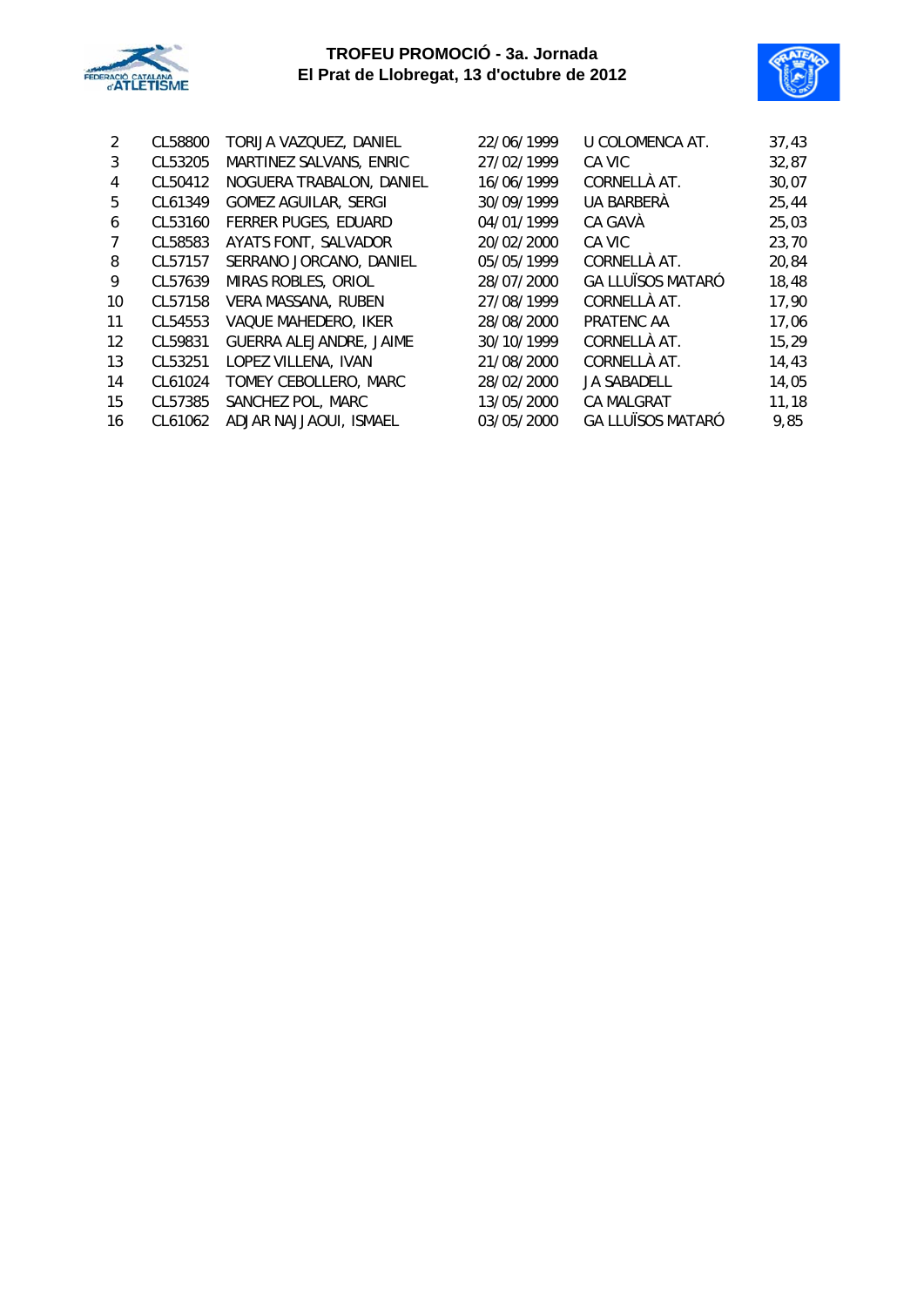**TROFEU PROMOCIÓ - 3a. Jornada**
**El Prat de Llobregat, 13 d'octubre de 2012**

| | | | | | |
|---|---|---|---|---|---|
| 2 | CL58800 | TORIJA VAZQUEZ, DANIEL | 22/06/1999 | U COLOMENCA AT. | 37,43 |
| 3 | CL53205 | MARTINEZ SALVANS, ENRIC | 27/02/1999 | CA VIC | 32,87 |
| 4 | CL50412 | NOGUERA TRABALON, DANIEL | 16/06/1999 | CORNELLÀ AT. | 30,07 |
| 5 | CL61349 | GOMEZ AGUILAR, SERGI | 30/09/1999 | UA BARBERÀ | 25,44 |
| 6 | CL53160 | FERRER PUGES, EDUARD | 04/01/1999 | CA GAVÀ | 25,03 |
| 7 | CL58583 | AYATS FONT, SALVADOR | 20/02/2000 | CA VIC | 23,70 |
| 8 | CL57157 | SERRANO JORCANO, DANIEL | 05/05/1999 | CORNELLÀ AT. | 20,84 |
| 9 | CL57639 | MIRAS ROBLES, ORIOL | 28/07/2000 | GA LLUÏSOS MATARÓ | 18,48 |
| 10 | CL57158 | VERA MASSANA, RUBEN | 27/08/1999 | CORNELLÀ AT. | 17,90 |
| 11 | CL54553 | VAQUE MAHEDERO, IKER | 28/08/2000 | PRATENC AA | 17,06 |
| 12 | CL59831 | GUERRA ALEJANDRE, JAIME | 30/10/1999 | CORNELLÀ AT. | 15,29 |
| 13 | CL53251 | LOPEZ VILLENA, IVAN | 21/08/2000 | CORNELLÀ AT. | 14,43 |
| 14 | CL61024 | TOMEY CEBOLLERO, MARC | 28/02/2000 | JA SABADELL | 14,05 |
| 15 | CL57385 | SANCHEZ POL, MARC | 13/05/2000 | CA MALGRAT | 11,18 |
| 16 | CL61062 | ADJAR NAJJAOUI, ISMAEL | 03/05/2000 | GA LLUÏSOS MATARÓ | 9,85 |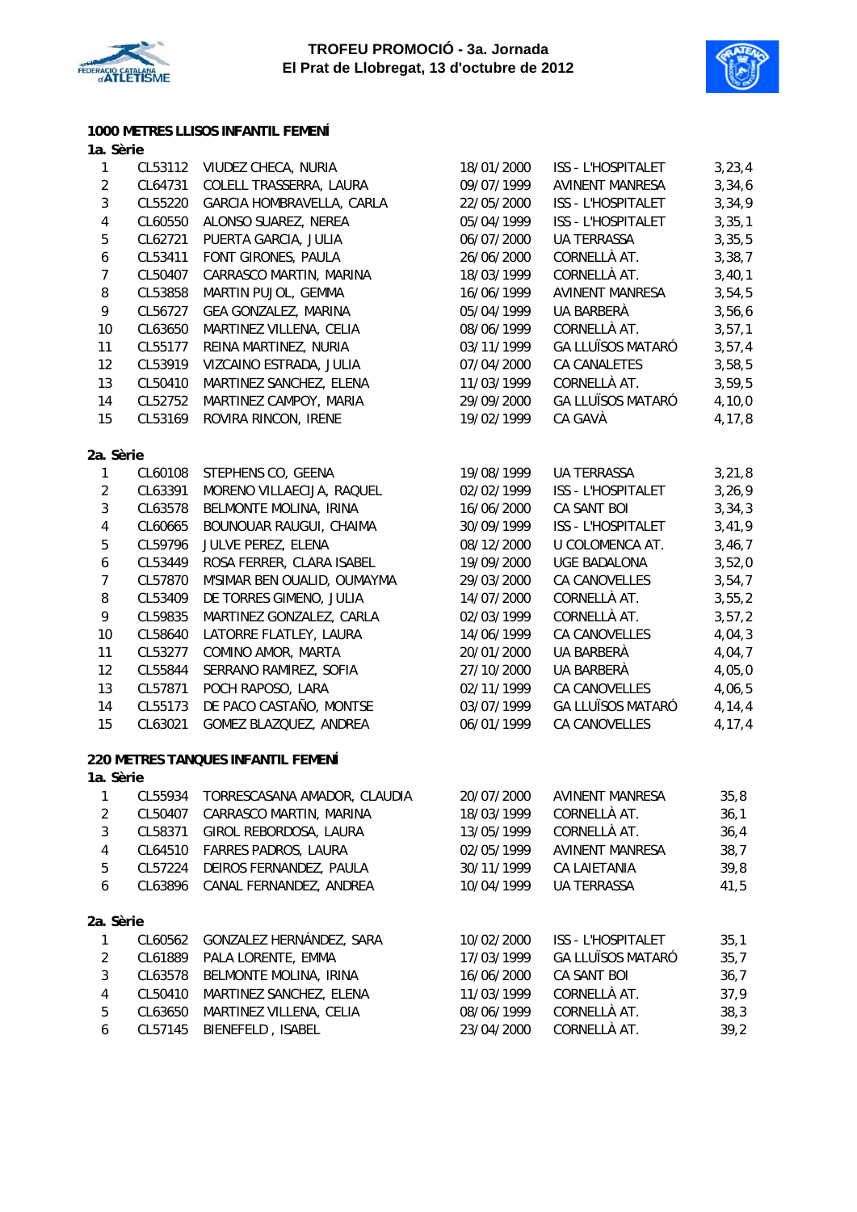**TROFEU PROMOCIÓ - 3a. Jornada**
**El Prat de Llobregat, 13 d'octubre de 2012**

### 1000 METRES LLISOS INFANTIL FEMENÍ

**1a. Sèrie**

| | | | | | |
|---|---|---|---|---|---|
| 1 | CL53112 | VIUDEZ CHECA, NURIA | 18/01/2000 | ISS - L'HOSPITALET | 3,23,4 |
| 2 | CL64731 | COLELL TRASSERRA, LAURA | 09/07/1999 | AVINENT MANRESA | 3,34,6 |
| 3 | CL55220 | GARCIA HOMBRAVELLA, CARLA | 22/05/2000 | ISS - L'HOSPITALET | 3,34,9 |
| 4 | CL60550 | ALONSO SUAREZ, NEREA | 05/04/1999 | ISS - L'HOSPITALET | 3,35,1 |
| 5 | CL62721 | PUERTA GARCIA, JULIA | 06/07/2000 | UA TERRASSA | 3,35,5 |
| 6 | CL53411 | FONT GIRONES, PAULA | 26/06/2000 | CORNELLÀ AT. | 3,38,7 |
| 7 | CL50407 | CARRASCO MARTIN, MARINA | 18/03/1999 | CORNELLÀ AT. | 3,40,1 |
| 8 | CL53858 | MARTIN PUJOL, GEMMA | 16/06/1999 | AVINENT MANRESA | 3,54,5 |
| 9 | CL56727 | GEA GONZALEZ, MARINA | 05/04/1999 | UA BARBERÀ | 3,56,6 |
| 10 | CL63650 | MARTINEZ VILLENA, CELIA | 08/06/1999 | CORNELLÀ AT. | 3,57,1 |
| 11 | CL55177 | REINA MARTINEZ, NURIA | 03/11/1999 | GA LLUÏSOS MATARÓ | 3,57,4 |
| 12 | CL53919 | VIZCAINO ESTRADA, JULIA | 07/04/2000 | CA CANALETES | 3,58,5 |
| 13 | CL50410 | MARTINEZ SANCHEZ, ELENA | 11/03/1999 | CORNELLÀ AT. | 3,59,5 |
| 14 | CL52752 | MARTINEZ CAMPOY, MARIA | 29/09/2000 | GA LLUÏSOS MATARÓ | 4,10,0 |
| 15 | CL53169 | ROVIRA RINCON, IRENE | 19/02/1999 | CA GAVÀ | 4,17,8 |

**2a. Sèrie**

| | | | | | |
|---|---|---|---|---|---|
| 1 | CL60108 | STEPHENS CO, GEENA | 19/08/1999 | UA TERRASSA | 3,21,8 |
| 2 | CL63391 | MORENO VILLAECIJA, RAQUEL | 02/02/1999 | ISS - L'HOSPITALET | 3,26,9 |
| 3 | CL63578 | BELMONTE MOLINA, IRINA | 16/06/2000 | CA SANT BOI | 3,34,3 |
| 4 | CL60665 | BOUNOUAR RAUGUI, CHAIMA | 30/09/1999 | ISS - L'HOSPITALET | 3,41,9 |
| 5 | CL59796 | JULVE PEREZ, ELENA | 08/12/2000 | U COLOMENCA AT. | 3,46,7 |
| 6 | CL53449 | ROSA FERRER, CLARA ISABEL | 19/09/2000 | UGE BADALONA | 3,52,0 |
| 7 | CL57870 | M'SIMAR BEN OUALID, OUMAYMA | 29/03/2000 | CA CANOVELLES | 3,54,7 |
| 8 | CL53409 | DE TORRES GIMENO, JULIA | 14/07/2000 | CORNELLÀ AT. | 3,55,2 |
| 9 | CL59835 | MARTINEZ GONZALEZ, CARLA | 02/03/1999 | CORNELLÀ AT. | 3,57,2 |
| 10 | CL58640 | LATORRE FLATLEY, LAURA | 14/06/1999 | CA CANOVELLES | 4,04,3 |
| 11 | CL53277 | COMINO AMOR, MARTA | 20/01/2000 | UA BARBERÀ | 4,04,7 |
| 12 | CL55844 | SERRANO RAMIREZ, SOFIA | 27/10/2000 | UA BARBERÀ | 4,05,0 |
| 13 | CL57871 | POCH RAPOSO, LARA | 02/11/1999 | CA CANOVELLES | 4,06,5 |
| 14 | CL55173 | DE PACO CASTAÑO, MONTSE | 03/07/1999 | GA LLUÏSOS MATARÓ | 4,14,4 |
| 15 | CL63021 | GOMEZ BLAZQUEZ, ANDREA | 06/01/1999 | CA CANOVELLES | 4,17,4 |

### 220 METRES TANQUES INFANTIL FEMENÍ

**1a. Sèrie**

| | | | | | |
|---|---|---|---|---|---|
| 1 | CL55934 | TORRESCASANA AMADOR, CLAUDIA | 20/07/2000 | AVINENT MANRESA | 35,8 |
| 2 | CL50407 | CARRASCO MARTIN, MARINA | 18/03/1999 | CORNELLÀ AT. | 36,1 |
| 3 | CL58371 | GIROL REBORDOSA, LAURA | 13/05/1999 | CORNELLÀ AT. | 36,4 |
| 4 | CL64510 | FARRES PADROS, LAURA | 02/05/1999 | AVINENT MANRESA | 38,7 |
| 5 | CL57224 | DEIROS FERNANDEZ, PAULA | 30/11/1999 | CA LAIETANIA | 39,8 |
| 6 | CL63896 | CANAL FERNANDEZ, ANDREA | 10/04/1999 | UA TERRASSA | 41,5 |

**2a. Sèrie**

| | | | | | |
|---|---|---|---|---|---|
| 1 | CL60562 | GONZALEZ HERNÁNDEZ, SARA | 10/02/2000 | ISS - L'HOSPITALET | 35,1 |
| 2 | CL61889 | PALA LORENTE, EMMA | 17/03/1999 | GA LLUÏSOS MATARÓ | 35,7 |
| 3 | CL63578 | BELMONTE MOLINA, IRINA | 16/06/2000 | CA SANT BOI | 36,7 |
| 4 | CL50410 | MARTINEZ SANCHEZ, ELENA | 11/03/1999 | CORNELLÀ AT. | 37,9 |
| 5 | CL63650 | MARTINEZ VILLENA, CELIA | 08/06/1999 | CORNELLÀ AT. | 38,3 |
| 6 | CL57145 | BIENEFELD , ISABEL | 23/04/2000 | CORNELLÀ AT. | 39,2 |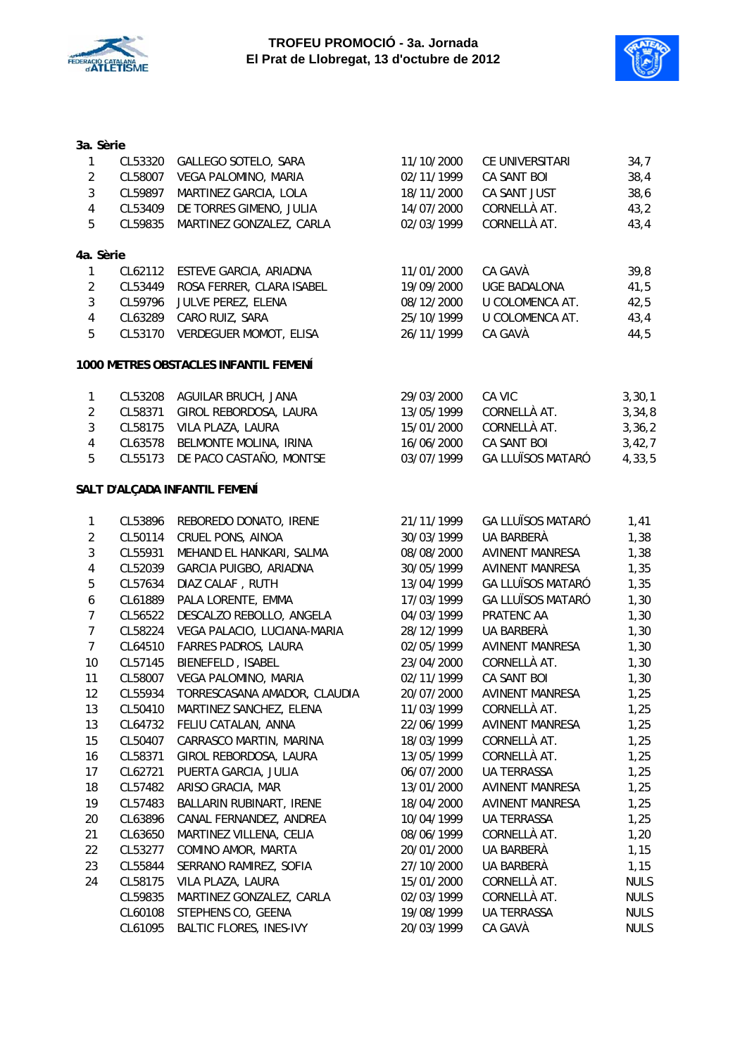**3a. Sèrie**

| | | | | | |
|---|---|---|---|---|---|
| 1 | CL53320 | GALLEGO SOTELO, SARA | 11/10/2000 | CE UNIVERSITARI | 34,7 |
| 2 | CL58007 | VEGA PALOMINO, MARIA | 02/11/1999 | CA SANT BOI | 38,4 |
| 3 | CL59897 | MARTINEZ GARCIA, LOLA | 18/11/2000 | CA SANT JUST | 38,6 |
| 4 | CL53409 | DE TORRES GIMENO, JULIA | 14/07/2000 | CORNELLÀ AT. | 43,2 |
| 5 | CL59835 | MARTINEZ GONZALEZ, CARLA | 02/03/1999 | CORNELLÀ AT. | 43,4 |

**4a. Sèrie**

| | | | | | |
|---|---|---|---|---|---|
| 1 | CL62112 | ESTEVE GARCIA, ARIADNA | 11/01/2000 | CA GAVÀ | 39,8 |
| 2 | CL53449 | ROSA FERRER, CLARA ISABEL | 19/09/2000 | UGE BADALONA | 41,5 |
| 3 | CL59796 | JULVE PEREZ, ELENA | 08/12/2000 | U COLOMENCA AT. | 42,5 |
| 4 | CL63289 | CARO RUIZ, SARA | 25/10/1999 | U COLOMENCA AT. | 43,4 |
| 5 | CL53170 | VERDEGUER MOMOT, ELISA | 26/11/1999 | CA GAVÀ | 44,5 |

**1000 METRES OBSTACLES INFANTIL FEMENÍ**

| | | | | | |
|---|---|---|---|---|---|
| 1 | CL53208 | AGUILAR BRUCH, JANA | 29/03/2000 | CA VIC | 3,30,1 |
| 2 | CL58371 | GIROL REBORDOSA, LAURA | 13/05/1999 | CORNELLÀ AT. | 3,34,8 |
| 3 | CL58175 | VILA PLAZA, LAURA | 15/01/2000 | CORNELLÀ AT. | 3,36,2 |
| 4 | CL63578 | BELMONTE MOLINA, IRINA | 16/06/2000 | CA SANT BOI | 3,42,7 |
| 5 | CL55173 | DE PACO CASTAÑO, MONTSE | 03/07/1999 | GA LLUÏSOS MATARÓ | 4,33,5 |

**SALT D'ALÇADA INFANTIL FEMENÍ**

| | | | | | |
|---|---|---|---|---|---|
| 1 | CL53896 | REBOREDO DONATO, IRENE | 21/11/1999 | GA LLUÏSOS MATARÓ | 1,41 |
| 2 | CL50114 | CRUEL PONS, AINOA | 30/03/1999 | UA BARBERÀ | 1,38 |
| 3 | CL55931 | MEHAND EL HANKARI, SALMA | 08/08/2000 | AVINENT MANRESA | 1,38 |
| 4 | CL52039 | GARCIA PUIGBO, ARIADNA | 30/05/1999 | AVINENT MANRESA | 1,35 |
| 5 | CL57634 | DIAZ CALAF , RUTH | 13/04/1999 | GA LLUÏSOS MATARÓ | 1,35 |
| 6 | CL61889 | PALA LORENTE, EMMA | 17/03/1999 | GA LLUÏSOS MATARÓ | 1,30 |
| 7 | CL56522 | DESCALZO REBOLLO, ANGELA | 04/03/1999 | PRATENC AA | 1,30 |
| 7 | CL58224 | VEGA PALACIO, LUCIANA-MARIA | 28/12/1999 | UA BARBERÀ | 1,30 |
| 7 | CL64510 | FARRES PADROS, LAURA | 02/05/1999 | AVINENT MANRESA | 1,30 |
| 10 | CL57145 | BIENEFELD , ISABEL | 23/04/2000 | CORNELLÀ AT. | 1,30 |
| 11 | CL58007 | VEGA PALOMINO, MARIA | 02/11/1999 | CA SANT BOI | 1,30 |
| 12 | CL55934 | TORRESCASANA AMADOR, CLAUDIA | 20/07/2000 | AVINENT MANRESA | 1,25 |
| 13 | CL50410 | MARTINEZ SANCHEZ, ELENA | 11/03/1999 | CORNELLÀ AT. | 1,25 |
| 13 | CL64732 | FELIU CATALAN, ANNA | 22/06/1999 | AVINENT MANRESA | 1,25 |
| 15 | CL50407 | CARRASCO MARTIN, MARINA | 18/03/1999 | CORNELLÀ AT. | 1,25 |
| 16 | CL58371 | GIROL REBORDOSA, LAURA | 13/05/1999 | CORNELLÀ AT. | 1,25 |
| 17 | CL62721 | PUERTA GARCIA, JULIA | 06/07/2000 | UA TERRASSA | 1,25 |
| 18 | CL57482 | ARISO GRACIA, MAR | 13/01/2000 | AVINENT MANRESA | 1,25 |
| 19 | CL57483 | BALLARIN RUBINART, IRENE | 18/04/2000 | AVINENT MANRESA | 1,25 |
| 20 | CL63896 | CANAL FERNANDEZ, ANDREA | 10/04/1999 | UA TERRASSA | 1,25 |
| 21 | CL63650 | MARTINEZ VILLENA, CELIA | 08/06/1999 | CORNELLÀ AT. | 1,20 |
| 22 | CL53277 | COMINO AMOR, MARTA | 20/01/2000 | UA BARBERÀ | 1,15 |
| 23 | CL55844 | SERRANO RAMIREZ, SOFIA | 27/10/2000 | UA BARBERÀ | 1,15 |
| 24 | CL58175 | VILA PLAZA, LAURA | 15/01/2000 | CORNELLÀ AT. | NULS |
| | CL59835 | MARTINEZ GONZALEZ, CARLA | 02/03/1999 | CORNELLÀ AT. | NULS |
| | CL60108 | STEPHENS CO, GEENA | 19/08/1999 | UA TERRASSA | NULS |
| | CL61095 | BALTIC FLORES, INES-IVY | 20/03/1999 | CA GAVÀ | NULS |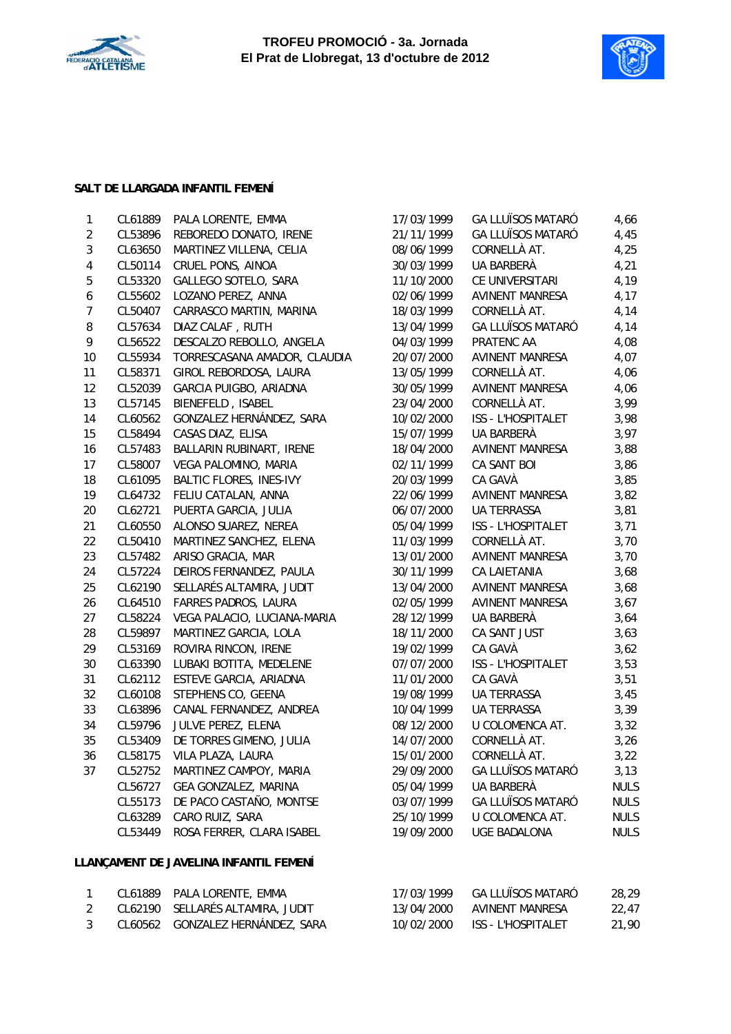**TROFEU PROMOCIÓ - 3a. Jornada**
**El Prat de Llobregat, 13 d'octubre de 2012**

**SALT DE LLARGADA INFANTIL FEMENÍ**

| | | | | | |
|---|---|---|---|---|---|
| 1 | CL61889 | PALA LORENTE, EMMA | 17/03/1999 | GA LLUÏSOS MATARÓ | 4,66 |
| 2 | CL53896 | REBOREDO DONATO, IRENE | 21/11/1999 | GA LLUÏSOS MATARÓ | 4,45 |
| 3 | CL63650 | MARTINEZ VILLENA, CELIA | 08/06/1999 | CORNELLÀ AT. | 4,25 |
| 4 | CL50114 | CRUEL PONS, AINOA | 30/03/1999 | UA BARBERÀ | 4,21 |
| 5 | CL53320 | GALLEGO SOTELO, SARA | 11/10/2000 | CE UNIVERSITARI | 4,19 |
| 6 | CL55602 | LOZANO PEREZ, ANNA | 02/06/1999 | AVINENT MANRESA | 4,17 |
| 7 | CL50407 | CARRASCO MARTIN, MARINA | 18/03/1999 | CORNELLÀ AT. | 4,14 |
| 8 | CL57634 | DIAZ CALAF , RUTH | 13/04/1999 | GA LLUÏSOS MATARÓ | 4,14 |
| 9 | CL56522 | DESCALZO REBOLLO, ANGELA | 04/03/1999 | PRATENC AA | 4,08 |
| 10 | CL55934 | TORRESCASANA AMADOR, CLAUDIA | 20/07/2000 | AVINENT MANRESA | 4,07 |
| 11 | CL58371 | GIROL REBORDOSA, LAURA | 13/05/1999 | CORNELLÀ AT. | 4,06 |
| 12 | CL52039 | GARCIA PUIGBO, ARIADNA | 30/05/1999 | AVINENT MANRESA | 4,06 |
| 13 | CL57145 | BIENEFELD , ISABEL | 23/04/2000 | CORNELLÀ AT. | 3,99 |
| 14 | CL60562 | GONZALEZ HERNÁNDEZ, SARA | 10/02/2000 | ISS - L'HOSPITALET | 3,98 |
| 15 | CL58494 | CASAS DIAZ, ELISA | 15/07/1999 | UA BARBERÀ | 3,97 |
| 16 | CL57483 | BALLARIN RUBINART, IRENE | 18/04/2000 | AVINENT MANRESA | 3,88 |
| 17 | CL58007 | VEGA PALOMINO, MARIA | 02/11/1999 | CA SANT BOI | 3,86 |
| 18 | CL61095 | BALTIC FLORES, INES-IVY | 20/03/1999 | CA GAVÀ | 3,85 |
| 19 | CL64732 | FELIU CATALAN, ANNA | 22/06/1999 | AVINENT MANRESA | 3,82 |
| 20 | CL62721 | PUERTA GARCIA, JULIA | 06/07/2000 | UA TERRASSA | 3,81 |
| 21 | CL60550 | ALONSO SUAREZ, NEREA | 05/04/1999 | ISS - L'HOSPITALET | 3,71 |
| 22 | CL50410 | MARTINEZ SANCHEZ, ELENA | 11/03/1999 | CORNELLÀ AT. | 3,70 |
| 23 | CL57482 | ARISO GRACIA, MAR | 13/01/2000 | AVINENT MANRESA | 3,70 |
| 24 | CL57224 | DEIROS FERNANDEZ, PAULA | 30/11/1999 | CA LAIETANIA | 3,68 |
| 25 | CL62190 | SELLARÉS ALTAMIRA, JUDIT | 13/04/2000 | AVINENT MANRESA | 3,68 |
| 26 | CL64510 | FARRES PADROS, LAURA | 02/05/1999 | AVINENT MANRESA | 3,67 |
| 27 | CL58224 | VEGA PALACIO, LUCIANA-MARIA | 28/12/1999 | UA BARBERÀ | 3,64 |
| 28 | CL59897 | MARTINEZ GARCIA, LOLA | 18/11/2000 | CA SANT JUST | 3,63 |
| 29 | CL53169 | ROVIRA RINCON, IRENE | 19/02/1999 | CA GAVÀ | 3,62 |
| 30 | CL63390 | LUBAKI BOTITA, MEDELENE | 07/07/2000 | ISS - L'HOSPITALET | 3,53 |
| 31 | CL62112 | ESTEVE GARCIA, ARIADNA | 11/01/2000 | CA GAVÀ | 3,51 |
| 32 | CL60108 | STEPHENS CO, GEENA | 19/08/1999 | UA TERRASSA | 3,45 |
| 33 | CL63896 | CANAL FERNANDEZ, ANDREA | 10/04/1999 | UA TERRASSA | 3,39 |
| 34 | CL59796 | JULVE PEREZ, ELENA | 08/12/2000 | U COLOMENCA AT. | 3,32 |
| 35 | CL53409 | DE TORRES GIMENO, JULIA | 14/07/2000 | CORNELLÀ AT. | 3,26 |
| 36 | CL58175 | VILA PLAZA, LAURA | 15/01/2000 | CORNELLÀ AT. | 3,22 |
| 37 | CL52752 | MARTINEZ CAMPOY, MARIA | 29/09/2000 | GA LLUÏSOS MATARÓ | 3,13 |
| | CL56727 | GEA GONZALEZ, MARINA | 05/04/1999 | UA BARBERÀ | NULS |
| | CL55173 | DE PACO CASTAÑO, MONTSE | 03/07/1999 | GA LLUÏSOS MATARÓ | NULS |
| | CL63289 | CARO RUIZ, SARA | 25/10/1999 | U COLOMENCA AT. | NULS |
| | CL53449 | ROSA FERRER, CLARA ISABEL | 19/09/2000 | UGE BADALONA | NULS |

**LLANÇAMENT DE JAVELINA INFANTIL FEMENÍ**

| | | | | | |
|---|---|---|---|---|---|
| 1 | CL61889 | PALA LORENTE, EMMA | 17/03/1999 | GA LLUÏSOS MATARÓ | 28,29 |
| 2 | CL62190 | SELLARÉS ALTAMIRA, JUDIT | 13/04/2000 | AVINENT MANRESA | 22,47 |
| 3 | CL60562 | GONZALEZ HERNÁNDEZ, SARA | 10/02/2000 | ISS - L'HOSPITALET | 21,90 |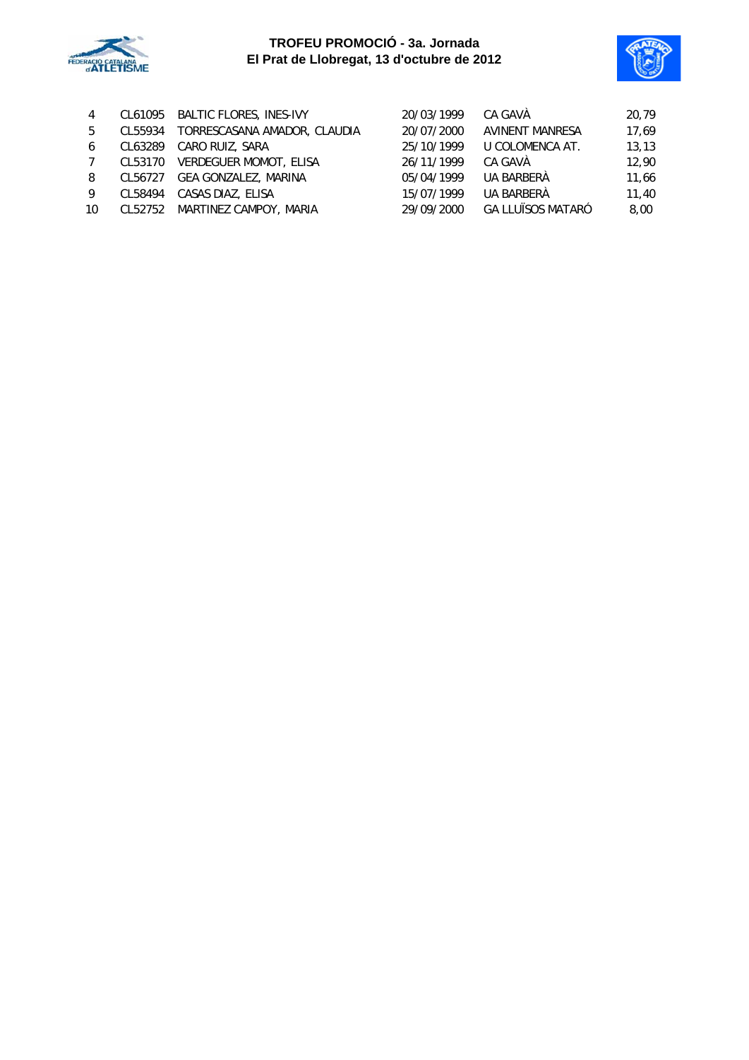| | | | | | |
|---|---|---|---|---|---|
| 4 | CL61095 | BALTIC FLORES, INES-IVY | 20/03/1999 | CA GAVÀ | 20,79 |
| 5 | CL55934 | TORRESCASANA AMADOR, CLAUDIA | 20/07/2000 | AVINENT MANRESA | 17,69 |
| 6 | CL63289 | CARO RUIZ, SARA | 25/10/1999 | U COLOMENCA AT. | 13,13 |
| 7 | CL53170 | VERDEGUER MOMOT, ELISA | 26/11/1999 | CA GAVÀ | 12,90 |
| 8 | CL56727 | GEA GONZALEZ, MARINA | 05/04/1999 | UA BARBERÀ | 11,66 |
| 9 | CL58494 | CASAS DIAZ, ELISA | 15/07/1999 | UA BARBERÀ | 11,40 |
| 10 | CL52752 | MARTINEZ CAMPOY, MARIA | 29/09/2000 | GA LLUÏSOS MATARÓ | 8,00 |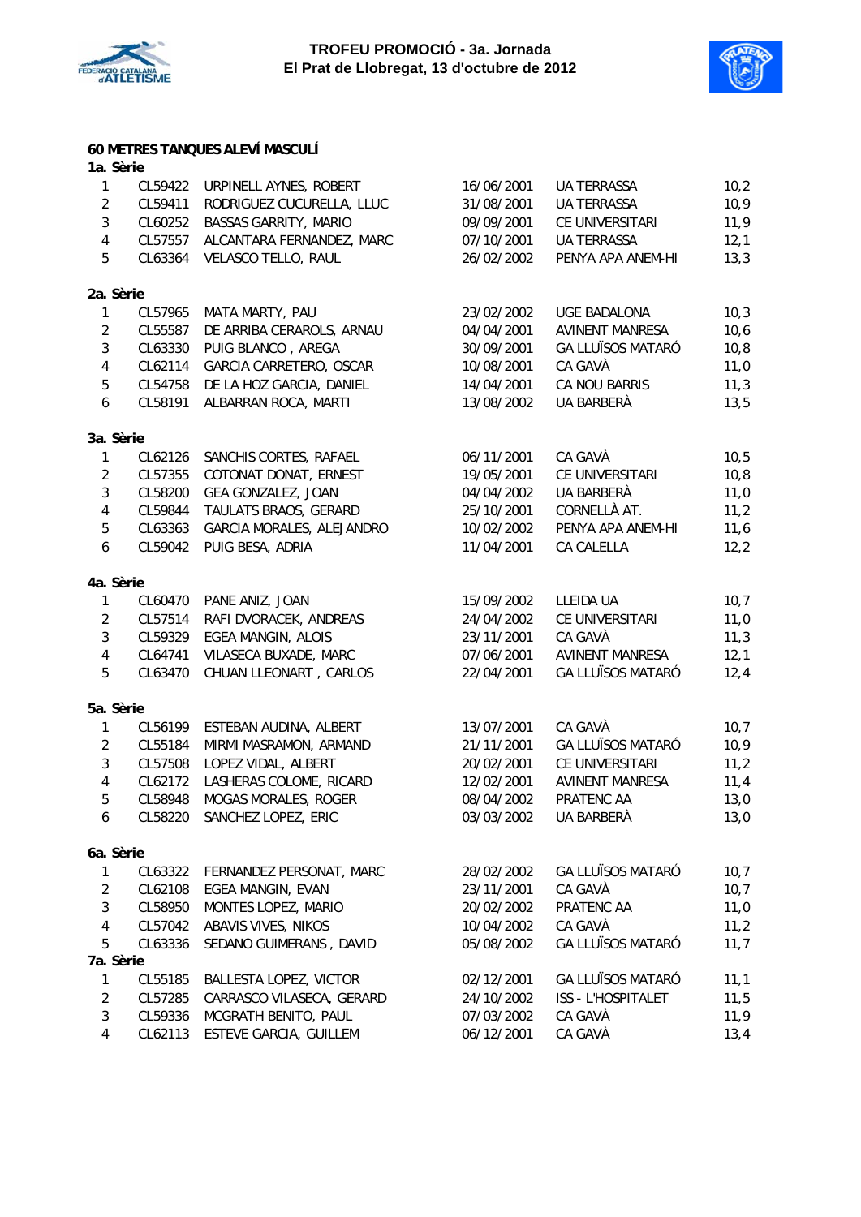# TROFEU PROMOCIÓ - 3a. Jornada
## El Prat de Llobregat, 13 d'octubre de 2012

### 60 METRES TANQUES ALEVÍ MASCULÍ

**1a. Sèrie**

| | | | | | |
|---|---|---|---|---|---|
| 1 | CL59422 | URPINELL AYNES, ROBERT | 16/06/2001 | UA TERRASSA | 10,2 |
| 2 | CL59411 | RODRIGUEZ CUCURELLA, LLUC | 31/08/2001 | UA TERRASSA | 10,9 |
| 3 | CL60252 | BASSAS GARRITY, MARIO | 09/09/2001 | CE UNIVERSITARI | 11,9 |
| 4 | CL57557 | ALCANTARA FERNANDEZ, MARC | 07/10/2001 | UA TERRASSA | 12,1 |
| 5 | CL63364 | VELASCO TELLO, RAUL | 26/02/2002 | PENYA APA ANEM-HI | 13,3 |

**2a. Sèrie**

| | | | | | |
|---|---|---|---|---|---|
| 1 | CL57965 | MATA MARTY, PAU | 23/02/2002 | UGE BADALONA | 10,3 |
| 2 | CL55587 | DE ARRIBA CERAROLS, ARNAU | 04/04/2001 | AVINENT MANRESA | 10,6 |
| 3 | CL63330 | PUIG BLANCO , AREGA | 30/09/2001 | GA LLUÏSOS MATARÓ | 10,8 |
| 4 | CL62114 | GARCIA CARRETERO, OSCAR | 10/08/2001 | CA GAVÀ | 11,0 |
| 5 | CL54758 | DE LA HOZ GARCIA, DANIEL | 14/04/2001 | CA NOU BARRIS | 11,3 |
| 6 | CL58191 | ALBARRAN ROCA, MARTI | 13/08/2002 | UA BARBERÀ | 13,5 |

**3a. Sèrie**

| | | | | | |
|---|---|---|---|---|---|
| 1 | CL62126 | SANCHIS CORTES, RAFAEL | 06/11/2001 | CA GAVÀ | 10,5 |
| 2 | CL57355 | COTONAT DONAT, ERNEST | 19/05/2001 | CE UNIVERSITARI | 10,8 |
| 3 | CL58200 | GEA GONZALEZ, JOAN | 04/04/2002 | UA BARBERÀ | 11,0 |
| 4 | CL59844 | TAULATS BRAOS, GERARD | 25/10/2001 | CORNELLÀ AT. | 11,2 |
| 5 | CL63363 | GARCIA MORALES, ALEJANDRO | 10/02/2002 | PENYA APA ANEM-HI | 11,6 |
| 6 | CL59042 | PUIG BESA, ADRIA | 11/04/2001 | CA CALELLA | 12,2 |

**4a. Sèrie**

| | | | | | |
|---|---|---|---|---|---|
| 1 | CL60470 | PANE ANIZ, JOAN | 15/09/2002 | LLEIDA UA | 10,7 |
| 2 | CL57514 | RAFI DVORACEK, ANDREAS | 24/04/2002 | CE UNIVERSITARI | 11,0 |
| 3 | CL59329 | EGEA MANGIN, ALOIS | 23/11/2001 | CA GAVÀ | 11,3 |
| 4 | CL64741 | VILASECA BUXADE, MARC | 07/06/2001 | AVINENT MANRESA | 12,1 |
| 5 | CL63470 | CHUAN LLEONART , CARLOS | 22/04/2001 | GA LLUÏSOS MATARÓ | 12,4 |

**5a. Sèrie**

| | | | | | |
|---|---|---|---|---|---|
| 1 | CL56199 | ESTEBAN AUDINA, ALBERT | 13/07/2001 | CA GAVÀ | 10,7 |
| 2 | CL55184 | MIRMI MASRAMON, ARMAND | 21/11/2001 | GA LLUÏSOS MATARÓ | 10,9 |
| 3 | CL57508 | LOPEZ VIDAL, ALBERT | 20/02/2001 | CE UNIVERSITARI | 11,2 |
| 4 | CL62172 | LASHERAS COLOME, RICARD | 12/02/2001 | AVINENT MANRESA | 11,4 |
| 5 | CL58948 | MOGAS MORALES, ROGER | 08/04/2002 | PRATENC AA | 13,0 |
| 6 | CL58220 | SANCHEZ LOPEZ, ERIC | 03/03/2002 | UA BARBERÀ | 13,0 |

**6a. Sèrie**

| | | | | | |
|---|---|---|---|---|---|
| 1 | CL63322 | FERNANDEZ PERSONAT, MARC | 28/02/2002 | GA LLUÏSOS MATARÓ | 10,7 |
| 2 | CL62108 | EGEA MANGIN, EVAN | 23/11/2001 | CA GAVÀ | 10,7 |
| 3 | CL58950 | MONTES LOPEZ, MARIO | 20/02/2002 | PRATENC AA | 11,0 |
| 4 | CL57042 | ABAVIS VIVES, NIKOS | 10/04/2002 | CA GAVÀ | 11,2 |
| 5 | CL63336 | SEDANO GUIMERANS , DAVID | 05/08/2002 | GA LLUÏSOS MATARÓ | 11,7 |

**7a. Sèrie**

| | | | | | |
|---|---|---|---|---|---|
| 1 | CL55185 | BALLESTA LOPEZ, VICTOR | 02/12/2001 | GA LLUÏSOS MATARÓ | 11,1 |
| 2 | CL57285 | CARRASCO VILASECA, GERARD | 24/10/2002 | ISS - L'HOSPITALET | 11,5 |
| 3 | CL59336 | MCGRATH BENITO, PAUL | 07/03/2002 | CA GAVÀ | 11,9 |
| 4 | CL62113 | ESTEVE GARCIA, GUILLEM | 06/12/2001 | CA GAVÀ | 13,4 |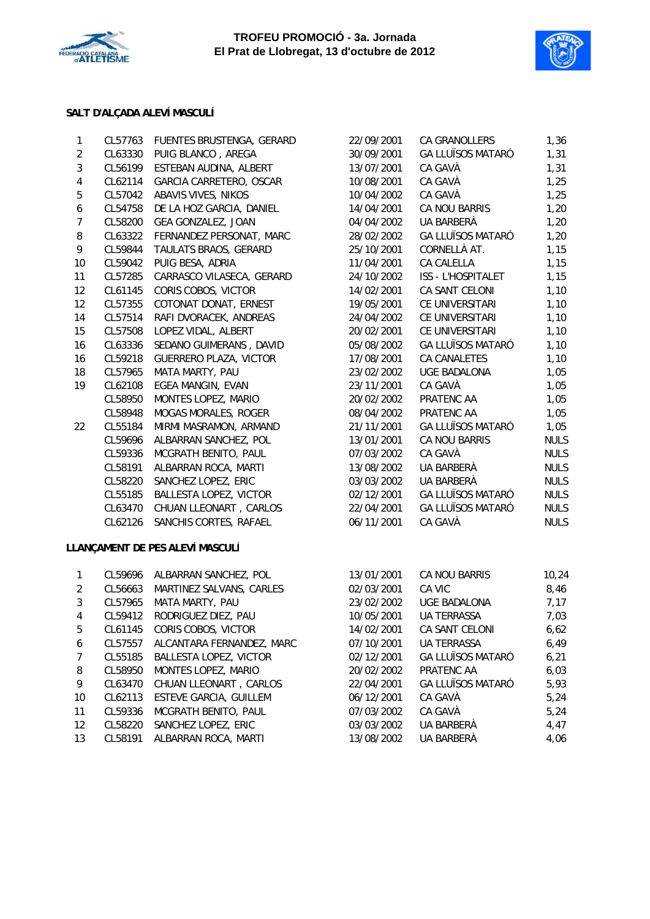**TROFEU PROMOCIÓ - 3a. Jornada**
**El Prat de Llobregat, 13 d'octubre de 2012**

### SALT D'ALÇADA ALEVÍ MASCULÍ

| | | | | | |
|---|---|---|---|---|---|
| 1 | CL57763 | FUENTES BRUSTENGA, GERARD | 22/09/2001 | CA GRANOLLERS | 1,36 |
| 2 | CL63330 | PUIG BLANCO , AREGA | 30/09/2001 | GA LLUÏSOS MATARÓ | 1,31 |
| 3 | CL56199 | ESTEBAN AUDINA, ALBERT | 13/07/2001 | CA GAVÀ | 1,31 |
| 4 | CL62114 | GARCIA CARRETERO, OSCAR | 10/08/2001 | CA GAVÀ | 1,25 |
| 5 | CL57042 | ABAVIS VIVES, NIKOS | 10/04/2002 | CA GAVÀ | 1,25 |
| 6 | CL54758 | DE LA HOZ GARCIA, DANIEL | 14/04/2001 | CA NOU BARRIS | 1,20 |
| 7 | CL58200 | GEA GONZALEZ, JOAN | 04/04/2002 | UA BARBERÀ | 1,20 |
| 8 | CL63322 | FERNANDEZ PERSONAT, MARC | 28/02/2002 | GA LLUÏSOS MATARÓ | 1,20 |
| 9 | CL59844 | TAULATS BRAOS, GERARD | 25/10/2001 | CORNELLÀ AT. | 1,15 |
| 10 | CL59042 | PUIG BESA, ADRIA | 11/04/2001 | CA CALELLA | 1,15 |
| 11 | CL57285 | CARRASCO VILASECA, GERARD | 24/10/2002 | ISS - L'HOSPITALET | 1,15 |
| 12 | CL61145 | CORIS COBOS, VICTOR | 14/02/2001 | CA SANT CELONI | 1,10 |
| 12 | CL57355 | COTONAT DONAT, ERNEST | 19/05/2001 | CE UNIVERSITARI | 1,10 |
| 14 | CL57514 | RAFI DVORACEK, ANDREAS | 24/04/2002 | CE UNIVERSITARI | 1,10 |
| 15 | CL57508 | LOPEZ VIDAL, ALBERT | 20/02/2001 | CE UNIVERSITARI | 1,10 |
| 16 | CL63336 | SEDANO GUIMERANS , DAVID | 05/08/2002 | GA LLUÏSOS MATARÓ | 1,10 |
| 16 | CL59218 | GUERRERO PLAZA, VICTOR | 17/08/2001 | CA CANALETES | 1,10 |
| 18 | CL57965 | MATA MARTY, PAU | 23/02/2002 | UGE BADALONA | 1,05 |
| 19 | CL62108 | EGEA MANGIN, EVAN | 23/11/2001 | CA GAVÀ | 1,05 |
| | CL58950 | MONTES LOPEZ, MARIO | 20/02/2002 | PRATENC AA | 1,05 |
| | CL58948 | MOGAS MORALES, ROGER | 08/04/2002 | PRATENC AA | 1,05 |
| 22 | CL55184 | MIRMI MASRAMON, ARMAND | 21/11/2001 | GA LLUÏSOS MATARÓ | 1,05 |
| | CL59696 | ALBARRAN SANCHEZ, POL | 13/01/2001 | CA NOU BARRIS | NULS |
| | CL59336 | MCGRATH BENITO, PAUL | 07/03/2002 | CA GAVÀ | NULS |
| | CL58191 | ALBARRAN ROCA, MARTI | 13/08/2002 | UA BARBERÀ | NULS |
| | CL58220 | SANCHEZ LOPEZ, ERIC | 03/03/2002 | UA BARBERÀ | NULS |
| | CL55185 | BALLESTA LOPEZ, VICTOR | 02/12/2001 | GA LLUÏSOS MATARÓ | NULS |
| | CL63470 | CHUAN LLEONART , CARLOS | 22/04/2001 | GA LLUÏSOS MATARÓ | NULS |
| | CL62126 | SANCHIS CORTES, RAFAEL | 06/11/2001 | CA GAVÀ | NULS |

### LLANÇAMENT DE PES ALEVÍ MASCULÍ

| | | | | | |
|---|---|---|---|---|---|
| 1 | CL59696 | ALBARRAN SANCHEZ, POL | 13/01/2001 | CA NOU BARRIS | 10,24 |
| 2 | CL56663 | MARTINEZ SALVANS, CARLES | 02/03/2001 | CA VIC | 8,46 |
| 3 | CL57965 | MATA MARTY, PAU | 23/02/2002 | UGE BADALONA | 7,17 |
| 4 | CL59412 | RODRIGUEZ DIEZ, PAU | 10/05/2001 | UA TERRASSA | 7,03 |
| 5 | CL61145 | CORIS COBOS, VICTOR | 14/02/2001 | CA SANT CELONI | 6,62 |
| 6 | CL57557 | ALCANTARA FERNANDEZ, MARC | 07/10/2001 | UA TERRASSA | 6,49 |
| 7 | CL55185 | BALLESTA LOPEZ, VICTOR | 02/12/2001 | GA LLUÏSOS MATARÓ | 6,21 |
| 8 | CL58950 | MONTES LOPEZ, MARIO | 20/02/2002 | PRATENC AA | 6,03 |
| 9 | CL63470 | CHUAN LLEONART , CARLOS | 22/04/2001 | GA LLUÏSOS MATARÓ | 5,93 |
| 10 | CL62113 | ESTEVE GARCIA, GUILLEM | 06/12/2001 | CA GAVÀ | 5,24 |
| 11 | CL59336 | MCGRATH BENITO, PAUL | 07/03/2002 | CA GAVÀ | 5,24 |
| 12 | CL58220 | SANCHEZ LOPEZ, ERIC | 03/03/2002 | UA BARBERÀ | 4,47 |
| 13 | CL58191 | ALBARRAN ROCA, MARTI | 13/08/2002 | UA BARBERÀ | 4,06 |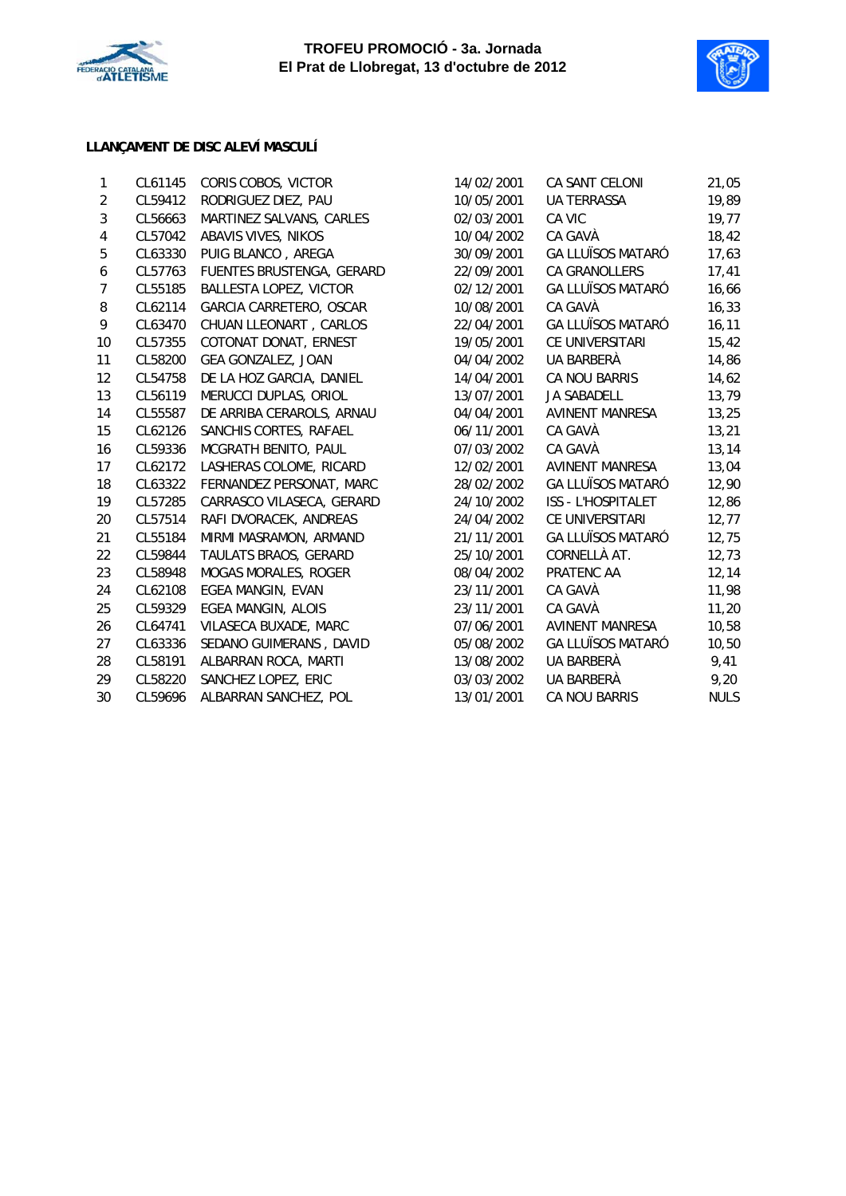TROFEU PROMOCIÓ - 3a. Jornada
El Prat de Llobregat, 13 d'octubre de 2012

### LLANÇAMENT DE DISC ALEVÍ MASCULÍ

| | | | | | |
|---|---|---|---|---|---|
| 1 | CL61145 | CORIS COBOS, VICTOR | 14/02/2001 | CA SANT CELONI | 21,05 |
| 2 | CL59412 | RODRIGUEZ DIEZ, PAU | 10/05/2001 | UA TERRASSA | 19,89 |
| 3 | CL56663 | MARTINEZ SALVANS, CARLES | 02/03/2001 | CA VIC | 19,77 |
| 4 | CL57042 | ABAVIS VIVES, NIKOS | 10/04/2002 | CA GAVÀ | 18,42 |
| 5 | CL63330 | PUIG BLANCO , AREGA | 30/09/2001 | GA LLUÏSOS MATARÓ | 17,63 |
| 6 | CL57763 | FUENTES BRUSTENGA, GERARD | 22/09/2001 | CA GRANOLLERS | 17,41 |
| 7 | CL55185 | BALLESTA LOPEZ, VICTOR | 02/12/2001 | GA LLUÏSOS MATARÓ | 16,66 |
| 8 | CL62114 | GARCIA CARRETERO, OSCAR | 10/08/2001 | CA GAVÀ | 16,33 |
| 9 | CL63470 | CHUAN LLEONART , CARLOS | 22/04/2001 | GA LLUÏSOS MATARÓ | 16,11 |
| 10 | CL57355 | COTONAT DONAT, ERNEST | 19/05/2001 | CE UNIVERSITARI | 15,42 |
| 11 | CL58200 | GEA GONZALEZ, JOAN | 04/04/2002 | UA BARBERÀ | 14,86 |
| 12 | CL54758 | DE LA HOZ GARCIA, DANIEL | 14/04/2001 | CA NOU BARRIS | 14,62 |
| 13 | CL56119 | MERUCCI DUPLAS, ORIOL | 13/07/2001 | JA SABADELL | 13,79 |
| 14 | CL55587 | DE ARRIBA CERAROLS, ARNAU | 04/04/2001 | AVINENT MANRESA | 13,25 |
| 15 | CL62126 | SANCHIS CORTES, RAFAEL | 06/11/2001 | CA GAVÀ | 13,21 |
| 16 | CL59336 | MCGRATH BENITO, PAUL | 07/03/2002 | CA GAVÀ | 13,14 |
| 17 | CL62172 | LASHERAS COLOME, RICARD | 12/02/2001 | AVINENT MANRESA | 13,04 |
| 18 | CL63322 | FERNANDEZ PERSONAT, MARC | 28/02/2002 | GA LLUÏSOS MATARÓ | 12,90 |
| 19 | CL57285 | CARRASCO VILASECA, GERARD | 24/10/2002 | ISS - L'HOSPITALET | 12,86 |
| 20 | CL57514 | RAFI DVORACEK, ANDREAS | 24/04/2002 | CE UNIVERSITARI | 12,77 |
| 21 | CL55184 | MIRMI MASRAMON, ARMAND | 21/11/2001 | GA LLUÏSOS MATARÓ | 12,75 |
| 22 | CL59844 | TAULATS BRAOS, GERARD | 25/10/2001 | CORNELLÀ AT. | 12,73 |
| 23 | CL58948 | MOGAS MORALES, ROGER | 08/04/2002 | PRATENC AA | 12,14 |
| 24 | CL62108 | EGEA MANGIN, EVAN | 23/11/2001 | CA GAVÀ | 11,98 |
| 25 | CL59329 | EGEA MANGIN, ALOIS | 23/11/2001 | CA GAVÀ | 11,20 |
| 26 | CL64741 | VILASECA BUXADE, MARC | 07/06/2001 | AVINENT MANRESA | 10,58 |
| 27 | CL63336 | SEDANO GUIMERANS , DAVID | 05/08/2002 | GA LLUÏSOS MATARÓ | 10,50 |
| 28 | CL58191 | ALBARRAN ROCA, MARTI | 13/08/2002 | UA BARBERÀ | 9,41 |
| 29 | CL58220 | SANCHEZ LOPEZ, ERIC | 03/03/2002 | UA BARBERÀ | 9,20 |
| 30 | CL59696 | ALBARRAN SANCHEZ, POL | 13/01/2001 | CA NOU BARRIS | NULS |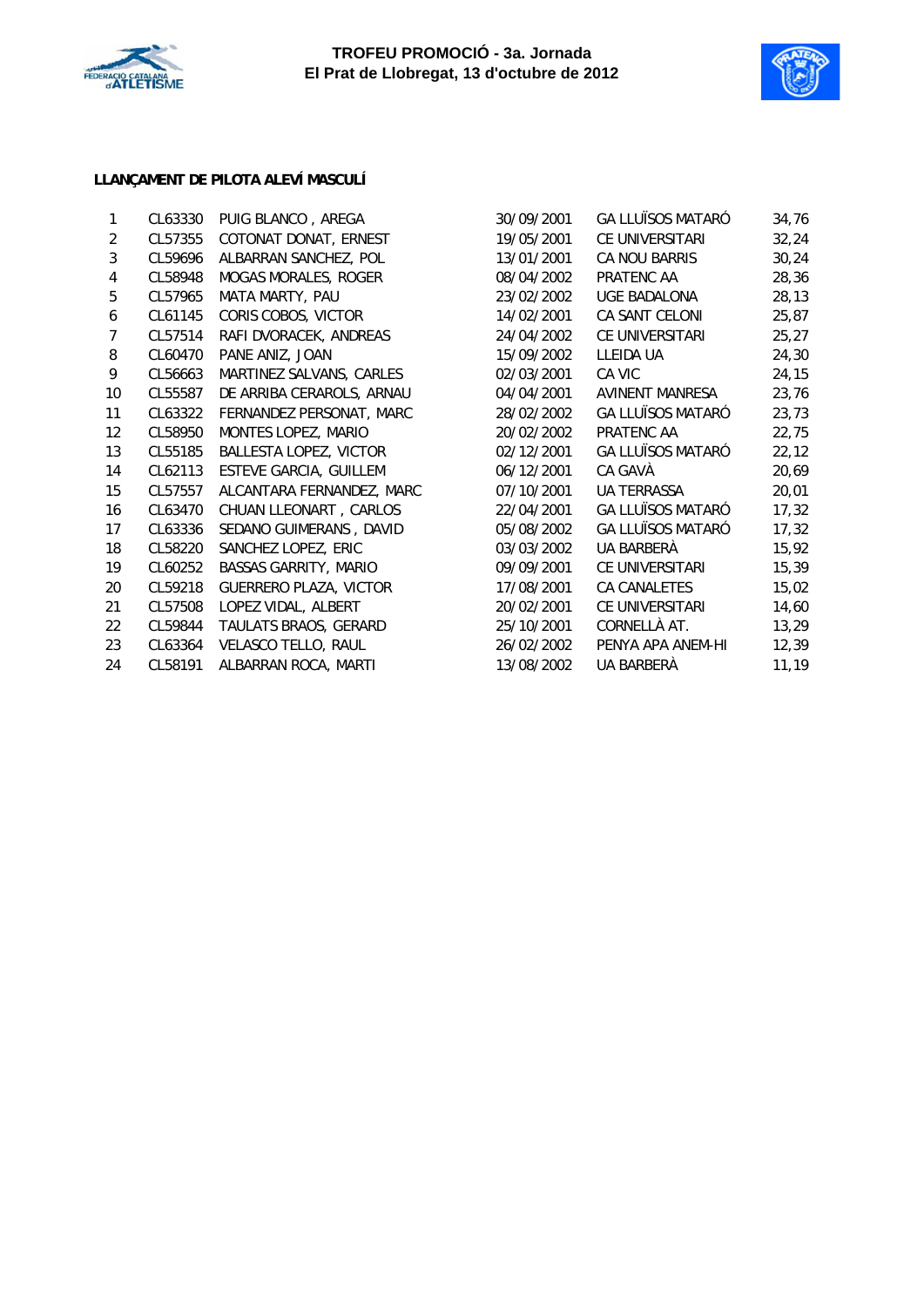**TROFEU PROMOCIÓ - 3a. Jornada**
**El Prat de Llobregat, 13 d'octubre de 2012**

### LLANÇAMENT DE PILOTA ALEVÍ MASCULÍ

| | | | | | |
|---|---|---|---|---|---|
| 1 | CL63330 | PUIG BLANCO , AREGA | 30/09/2001 | GA LLUÏSOS MATARÓ | 34,76 |
| 2 | CL57355 | COTONAT DONAT, ERNEST | 19/05/2001 | CE UNIVERSITARI | 32,24 |
| 3 | CL59696 | ALBARRAN SANCHEZ, POL | 13/01/2001 | CA NOU BARRIS | 30,24 |
| 4 | CL58948 | MOGAS MORALES, ROGER | 08/04/2002 | PRATENC AA | 28,36 |
| 5 | CL57965 | MATA MARTY, PAU | 23/02/2002 | UGE BADALONA | 28,13 |
| 6 | CL61145 | CORIS COBOS, VICTOR | 14/02/2001 | CA SANT CELONI | 25,87 |
| 7 | CL57514 | RAFI DVORACEK, ANDREAS | 24/04/2002 | CE UNIVERSITARI | 25,27 |
| 8 | CL60470 | PANE ANIZ, JOAN | 15/09/2002 | LLEIDA UA | 24,30 |
| 9 | CL56663 | MARTINEZ SALVANS, CARLES | 02/03/2001 | CA VIC | 24,15 |
| 10 | CL55587 | DE ARRIBA CERAROLS, ARNAU | 04/04/2001 | AVINENT MANRESA | 23,76 |
| 11 | CL63322 | FERNANDEZ PERSONAT, MARC | 28/02/2002 | GA LLUÏSOS MATARÓ | 23,73 |
| 12 | CL58950 | MONTES LOPEZ, MARIO | 20/02/2002 | PRATENC AA | 22,75 |
| 13 | CL55185 | BALLESTA LOPEZ, VICTOR | 02/12/2001 | GA LLUÏSOS MATARÓ | 22,12 |
| 14 | CL62113 | ESTEVE GARCIA, GUILLEM | 06/12/2001 | CA GAVÀ | 20,69 |
| 15 | CL57557 | ALCANTARA FERNANDEZ, MARC | 07/10/2001 | UA TERRASSA | 20,01 |
| 16 | CL63470 | CHUAN LLEONART , CARLOS | 22/04/2001 | GA LLUÏSOS MATARÓ | 17,32 |
| 17 | CL63336 | SEDANO GUIMERANS , DAVID | 05/08/2002 | GA LLUÏSOS MATARÓ | 17,32 |
| 18 | CL58220 | SANCHEZ LOPEZ, ERIC | 03/03/2002 | UA BARBERÀ | 15,92 |
| 19 | CL60252 | BASSAS GARRITY, MARIO | 09/09/2001 | CE UNIVERSITARI | 15,39 |
| 20 | CL59218 | GUERRERO PLAZA, VICTOR | 17/08/2001 | CA CANALETES | 15,02 |
| 21 | CL57508 | LOPEZ VIDAL, ALBERT | 20/02/2001 | CE UNIVERSITARI | 14,60 |
| 22 | CL59844 | TAULATS BRAOS, GERARD | 25/10/2001 | CORNELLÀ AT. | 13,29 |
| 23 | CL63364 | VELASCO TELLO, RAUL | 26/02/2002 | PENYA APA ANEM-HI | 12,39 |
| 24 | CL58191 | ALBARRAN ROCA, MARTI | 13/08/2002 | UA BARBERÀ | 11,19 |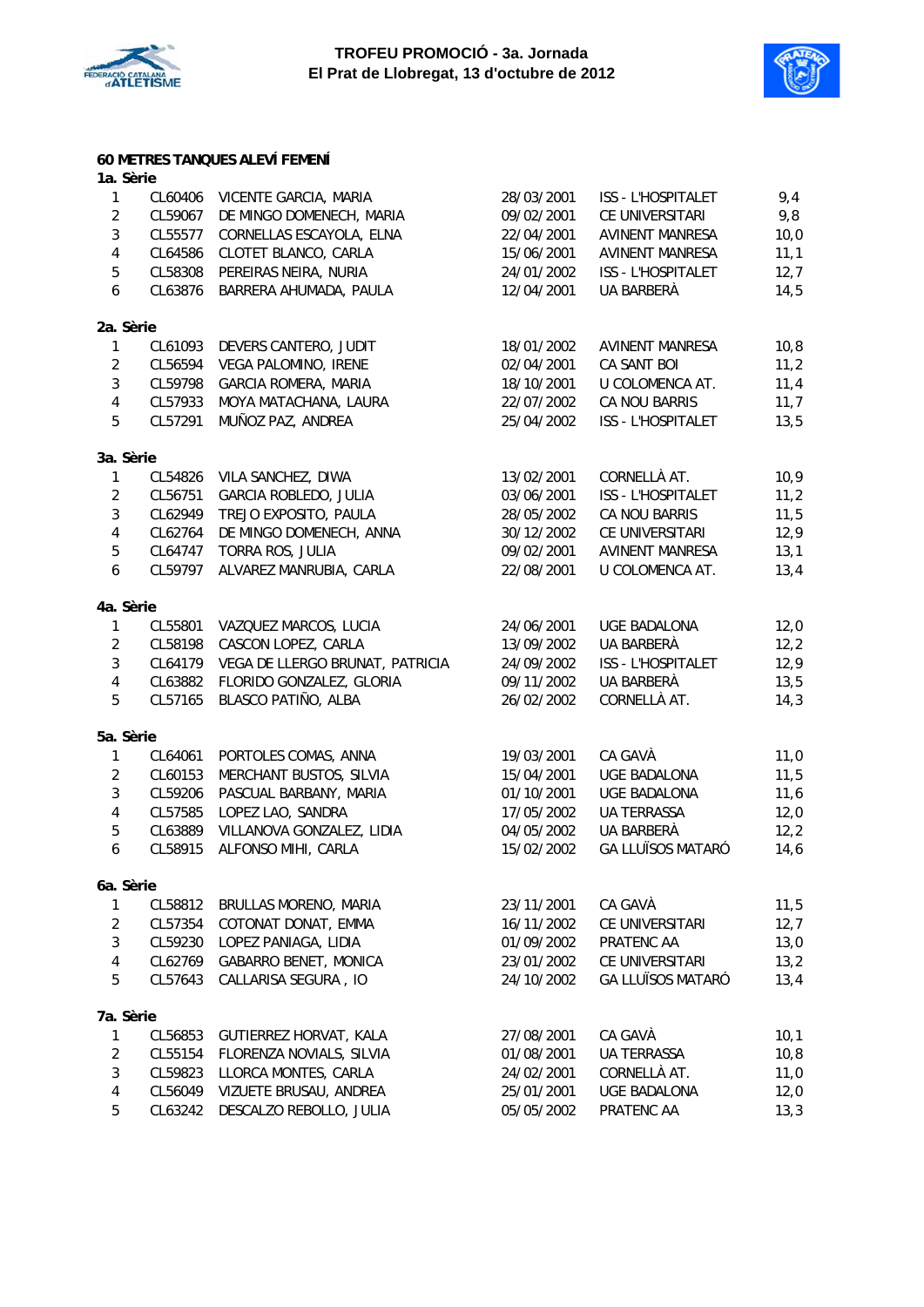# TROFEU PROMOCIÓ - 3a. Jornada
## El Prat de Llobregat, 13 d'octubre de 2012

### 60 METRES TANQUES ALEVÍ FEMENÍ

**1a. Sèrie**

| | | | | | |
|---|---|---|---|---|---|
| 1 | CL60406 | VICENTE GARCIA, MARIA | 28/03/2001 | ISS - L'HOSPITALET | 9,4 |
| 2 | CL59067 | DE MINGO DOMENECH, MARIA | 09/02/2001 | CE UNIVERSITARI | 9,8 |
| 3 | CL55577 | CORNELLAS ESCAYOLA, ELNA | 22/04/2001 | AVINENT MANRESA | 10,0 |
| 4 | CL64586 | CLOTET BLANCO, CARLA | 15/06/2001 | AVINENT MANRESA | 11,1 |
| 5 | CL58308 | PEREIRAS NEIRA, NURIA | 24/01/2002 | ISS - L'HOSPITALET | 12,7 |
| 6 | CL63876 | BARRERA AHUMADA, PAULA | 12/04/2001 | UA BARBERÀ | 14,5 |

**2a. Sèrie**

| | | | | | |
|---|---|---|---|---|---|
| 1 | CL61093 | DEVERS CANTERO, JUDIT | 18/01/2002 | AVINENT MANRESA | 10,8 |
| 2 | CL56594 | VEGA PALOMINO, IRENE | 02/04/2001 | CA SANT BOI | 11,2 |
| 3 | CL59798 | GARCIA ROMERA, MARIA | 18/10/2001 | U COLOMENCA AT. | 11,4 |
| 4 | CL57933 | MOYA MATACHANA, LAURA | 22/07/2002 | CA NOU BARRIS | 11,7 |
| 5 | CL57291 | MUÑOZ PAZ, ANDREA | 25/04/2002 | ISS - L'HOSPITALET | 13,5 |

**3a. Sèrie**

| | | | | | |
|---|---|---|---|---|---|
| 1 | CL54826 | VILA SANCHEZ, DIWA | 13/02/2001 | CORNELLÀ AT. | 10,9 |
| 2 | CL56751 | GARCIA ROBLEDO, JULIA | 03/06/2001 | ISS - L'HOSPITALET | 11,2 |
| 3 | CL62949 | TREJO EXPOSITO, PAULA | 28/05/2002 | CA NOU BARRIS | 11,5 |
| 4 | CL62764 | DE MINGO DOMENECH, ANNA | 30/12/2002 | CE UNIVERSITARI | 12,9 |
| 5 | CL64747 | TORRA ROS, JULIA | 09/02/2001 | AVINENT MANRESA | 13,1 |
| 6 | CL59797 | ALVAREZ MANRUBIA, CARLA | 22/08/2001 | U COLOMENCA AT. | 13,4 |

**4a. Sèrie**

| | | | | | |
|---|---|---|---|---|---|
| 1 | CL55801 | VAZQUEZ MARCOS, LUCIA | 24/06/2001 | UGE BADALONA | 12,0 |
| 2 | CL58198 | CASCON LOPEZ, CARLA | 13/09/2002 | UA BARBERÀ | 12,2 |
| 3 | CL64179 | VEGA DE LLERGO BRUNAT, PATRICIA | 24/09/2002 | ISS - L'HOSPITALET | 12,9 |
| 4 | CL63882 | FLORIDO GONZALEZ, GLORIA | 09/11/2002 | UA BARBERÀ | 13,5 |
| 5 | CL57165 | BLASCO PATIÑO, ALBA | 26/02/2002 | CORNELLÀ AT. | 14,3 |

**5a. Sèrie**

| | | | | | |
|---|---|---|---|---|---|
| 1 | CL64061 | PORTOLES COMAS, ANNA | 19/03/2001 | CA GAVÀ | 11,0 |
| 2 | CL60153 | MERCHANT BUSTOS, SILVIA | 15/04/2001 | UGE BADALONA | 11,5 |
| 3 | CL59206 | PASCUAL BARBANY, MARIA | 01/10/2001 | UGE BADALONA | 11,6 |
| 4 | CL57585 | LOPEZ LAO, SANDRA | 17/05/2002 | UA TERRASSA | 12,0 |
| 5 | CL63889 | VILLANOVA GONZALEZ, LIDIA | 04/05/2002 | UA BARBERÀ | 12,2 |
| 6 | CL58915 | ALFONSO MIHI, CARLA | 15/02/2002 | GA LLUÏSOS MATARÓ | 14,6 |

**6a. Sèrie**

| | | | | | |
|---|---|---|---|---|---|
| 1 | CL58812 | BRULLAS MORENO, MARIA | 23/11/2001 | CA GAVÀ | 11,5 |
| 2 | CL57354 | COTONAT DONAT, EMMA | 16/11/2002 | CE UNIVERSITARI | 12,7 |
| 3 | CL59230 | LOPEZ PANIAGA, LIDIA | 01/09/2002 | PRATENC AA | 13,0 |
| 4 | CL62769 | GABARRO BENET, MONICA | 23/01/2002 | CE UNIVERSITARI | 13,2 |
| 5 | CL57643 | CALLARISA SEGURA , IO | 24/10/2002 | GA LLUÏSOS MATARÓ | 13,4 |

**7a. Sèrie**

| | | | | | |
|---|---|---|---|---|---|
| 1 | CL56853 | GUTIERREZ HORVAT, KALA | 27/08/2001 | CA GAVÀ | 10,1 |
| 2 | CL55154 | FLORENZA NOVIALS, SILVIA | 01/08/2001 | UA TERRASSA | 10,8 |
| 3 | CL59823 | LLORCA MONTES, CARLA | 24/02/2001 | CORNELLÀ AT. | 11,0 |
| 4 | CL56049 | VIZUETE BRUSAU, ANDREA | 25/01/2001 | UGE BADALONA | 12,0 |
| 5 | CL63242 | DESCALZO REBOLLO, JULIA | 05/05/2002 | PRATENC AA | 13,3 |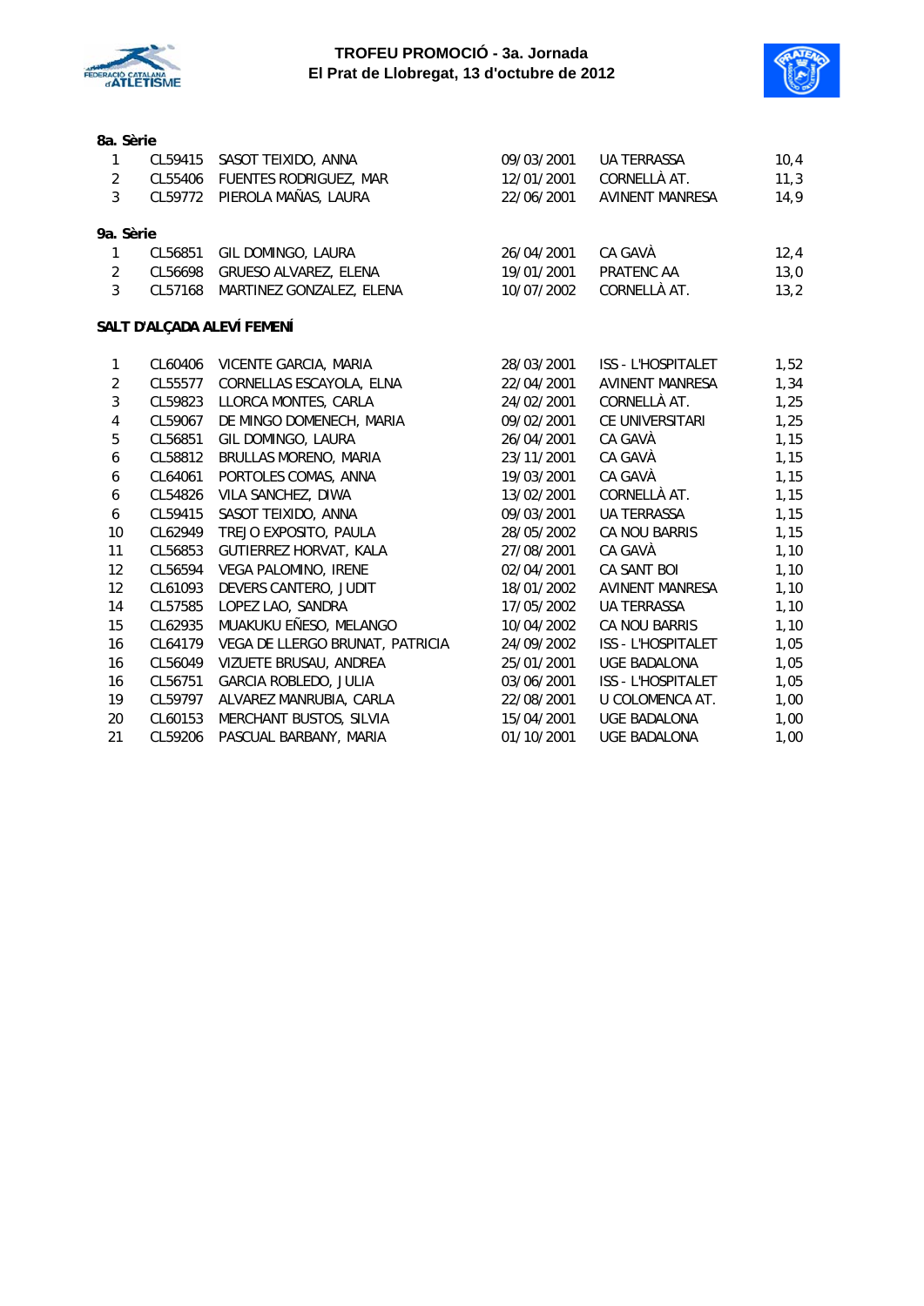# TROFEU PROMOCIÓ - 3a. Jornada
## El Prat de Llobregat, 13 d'octubre de 2012

**8a. Sèrie**

| | | | | | |
|---|---|---|---|---|---|
| 1 | CL59415 | SASOT TEIXIDO, ANNA | 09/03/2001 | UA TERRASSA | 10,4 |
| 2 | CL55406 | FUENTES RODRIGUEZ, MAR | 12/01/2001 | CORNELLÀ AT. | 11,3 |
| 3 | CL59772 | PIEROLA MAÑAS, LAURA | 22/06/2001 | AVINENT MANRESA | 14,9 |

**9a. Sèrie**

| | | | | | |
|---|---|---|---|---|---|
| 1 | CL56851 | GIL DOMINGO, LAURA | 26/04/2001 | CA GAVÀ | 12,4 |
| 2 | CL56698 | GRUESO ALVAREZ, ELENA | 19/01/2001 | PRATENC AA | 13,0 |
| 3 | CL57168 | MARTINEZ GONZALEZ, ELENA | 10/07/2002 | CORNELLÀ AT. | 13,2 |

**SALT D'ALÇADA ALEVÍ FEMENÍ**

| | | | | | |
|---|---|---|---|---|---|
| 1 | CL60406 | VICENTE GARCIA, MARIA | 28/03/2001 | ISS - L'HOSPITALET | 1,52 |
| 2 | CL55577 | CORNELLAS ESCAYOLA, ELNA | 22/04/2001 | AVINENT MANRESA | 1,34 |
| 3 | CL59823 | LLORCA MONTES, CARLA | 24/02/2001 | CORNELLÀ AT. | 1,25 |
| 4 | CL59067 | DE MINGO DOMENECH, MARIA | 09/02/2001 | CE UNIVERSITARI | 1,25 |
| 5 | CL56851 | GIL DOMINGO, LAURA | 26/04/2001 | CA GAVÀ | 1,15 |
| 6 | CL58812 | BRULLAS MORENO, MARIA | 23/11/2001 | CA GAVÀ | 1,15 |
| 6 | CL64061 | PORTOLES COMAS, ANNA | 19/03/2001 | CA GAVÀ | 1,15 |
| 6 | CL54826 | VILA SANCHEZ, DIWA | 13/02/2001 | CORNELLÀ AT. | 1,15 |
| 6 | CL59415 | SASOT TEIXIDO, ANNA | 09/03/2001 | UA TERRASSA | 1,15 |
| 10 | CL62949 | TREJO EXPOSITO, PAULA | 28/05/2002 | CA NOU BARRIS | 1,15 |
| 11 | CL56853 | GUTIERREZ HORVAT, KALA | 27/08/2001 | CA GAVÀ | 1,10 |
| 12 | CL56594 | VEGA PALOMINO, IRENE | 02/04/2001 | CA SANT BOI | 1,10 |
| 12 | CL61093 | DEVERS CANTERO, JUDIT | 18/01/2002 | AVINENT MANRESA | 1,10 |
| 14 | CL57585 | LOPEZ LAO, SANDRA | 17/05/2002 | UA TERRASSA | 1,10 |
| 15 | CL62935 | MUAKUKU EÑESO, MELANGO | 10/04/2002 | CA NOU BARRIS | 1,10 |
| 16 | CL64179 | VEGA DE LLERGO BRUNAT, PATRICIA | 24/09/2002 | ISS - L'HOSPITALET | 1,05 |
| 16 | CL56049 | VIZUETE BRUSAU, ANDREA | 25/01/2001 | UGE BADALONA | 1,05 |
| 16 | CL56751 | GARCIA ROBLEDO, JULIA | 03/06/2001 | ISS - L'HOSPITALET | 1,05 |
| 19 | CL59797 | ALVAREZ MANRUBIA, CARLA | 22/08/2001 | U COLOMENCA AT. | 1,00 |
| 20 | CL60153 | MERCHANT BUSTOS, SILVIA | 15/04/2001 | UGE BADALONA | 1,00 |
| 21 | CL59206 | PASCUAL BARBANY, MARIA | 01/10/2001 | UGE BADALONA | 1,00 |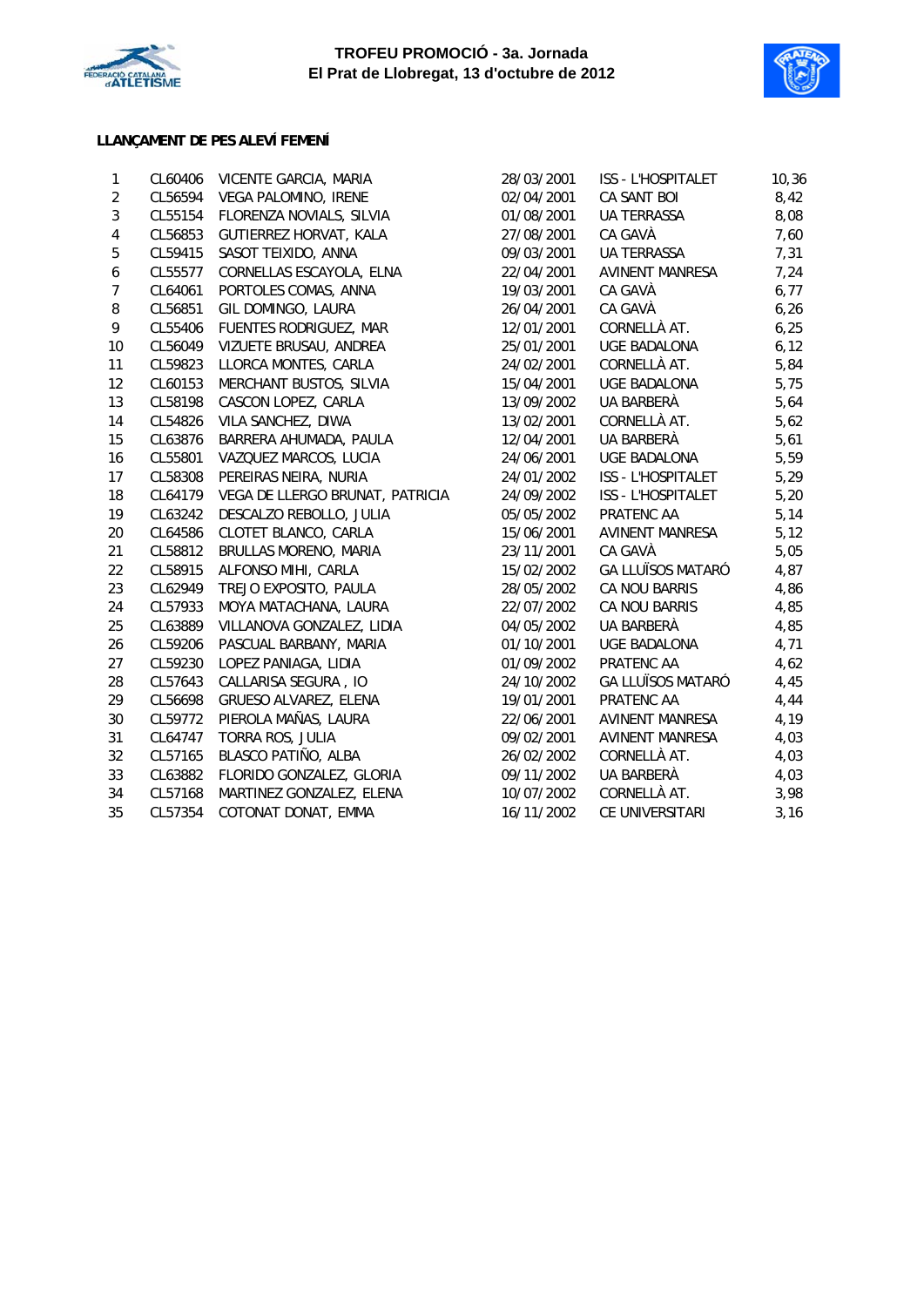**TROFEU PROMOCIÓ - 3a. Jornada**
**El Prat de Llobregat, 13 d'octubre de 2012**

**LLANÇAMENT DE PES ALEVÍ FEMENÍ**

| | | | | | |
|---|---|---|---|---|---|
| 1 | CL60406 | VICENTE GARCIA, MARIA | 28/03/2001 | ISS - L'HOSPITALET | 10,36 |
| 2 | CL56594 | VEGA PALOMINO, IRENE | 02/04/2001 | CA SANT BOI | 8,42 |
| 3 | CL55154 | FLORENZA NOVIALS, SILVIA | 01/08/2001 | UA TERRASSA | 8,08 |
| 4 | CL56853 | GUTIERREZ HORVAT, KALA | 27/08/2001 | CA GAVÀ | 7,60 |
| 5 | CL59415 | SASOT TEIXIDO, ANNA | 09/03/2001 | UA TERRASSA | 7,31 |
| 6 | CL55577 | CORNELLAS ESCAYOLA, ELNA | 22/04/2001 | AVINENT MANRESA | 7,24 |
| 7 | CL64061 | PORTOLES COMAS, ANNA | 19/03/2001 | CA GAVÀ | 6,77 |
| 8 | CL56851 | GIL DOMINGO, LAURA | 26/04/2001 | CA GAVÀ | 6,26 |
| 9 | CL55406 | FUENTES RODRIGUEZ, MAR | 12/01/2001 | CORNELLÀ AT. | 6,25 |
| 10 | CL56049 | VIZUETE BRUSAU, ANDREA | 25/01/2001 | UGE BADALONA | 6,12 |
| 11 | CL59823 | LLORCA MONTES, CARLA | 24/02/2001 | CORNELLÀ AT. | 5,84 |
| 12 | CL60153 | MERCHANT BUSTOS, SILVIA | 15/04/2001 | UGE BADALONA | 5,75 |
| 13 | CL58198 | CASCON LOPEZ, CARLA | 13/09/2002 | UA BARBERÀ | 5,64 |
| 14 | CL54826 | VILA SANCHEZ, DIWA | 13/02/2001 | CORNELLÀ AT. | 5,62 |
| 15 | CL63876 | BARRERA AHUMADA, PAULA | 12/04/2001 | UA BARBERÀ | 5,61 |
| 16 | CL55801 | VAZQUEZ MARCOS, LUCIA | 24/06/2001 | UGE BADALONA | 5,59 |
| 17 | CL58308 | PEREIRAS NEIRA, NURIA | 24/01/2002 | ISS - L'HOSPITALET | 5,29 |
| 18 | CL64179 | VEGA DE LLERGO BRUNAT, PATRICIA | 24/09/2002 | ISS - L'HOSPITALET | 5,20 |
| 19 | CL63242 | DESCALZO REBOLLO, JULIA | 05/05/2002 | PRATENC AA | 5,14 |
| 20 | CL64586 | CLOTET BLANCO, CARLA | 15/06/2001 | AVINENT MANRESA | 5,12 |
| 21 | CL58812 | BRULLAS MORENO, MARIA | 23/11/2001 | CA GAVÀ | 5,05 |
| 22 | CL58915 | ALFONSO MIHI, CARLA | 15/02/2002 | GA LLUÏSOS MATARÓ | 4,87 |
| 23 | CL62949 | TREJO EXPOSITO, PAULA | 28/05/2002 | CA NOU BARRIS | 4,86 |
| 24 | CL57933 | MOYA MATACHANA, LAURA | 22/07/2002 | CA NOU BARRIS | 4,85 |
| 25 | CL63889 | VILLANOVA GONZALEZ, LIDIA | 04/05/2002 | UA BARBERÀ | 4,85 |
| 26 | CL59206 | PASCUAL BARBANY, MARIA | 01/10/2001 | UGE BADALONA | 4,71 |
| 27 | CL59230 | LOPEZ PANIAGA, LIDIA | 01/09/2002 | PRATENC AA | 4,62 |
| 28 | CL57643 | CALLARISA SEGURA , IO | 24/10/2002 | GA LLUÏSOS MATARÓ | 4,45 |
| 29 | CL56698 | GRUESO ALVAREZ, ELENA | 19/01/2001 | PRATENC AA | 4,44 |
| 30 | CL59772 | PIEROLA MAÑAS, LAURA | 22/06/2001 | AVINENT MANRESA | 4,19 |
| 31 | CL64747 | TORRA ROS, JULIA | 09/02/2001 | AVINENT MANRESA | 4,03 |
| 32 | CL57165 | BLASCO PATIÑO, ALBA | 26/02/2002 | CORNELLÀ AT. | 4,03 |
| 33 | CL63882 | FLORIDO GONZALEZ, GLORIA | 09/11/2002 | UA BARBERÀ | 4,03 |
| 34 | CL57168 | MARTINEZ GONZALEZ, ELENA | 10/07/2002 | CORNELLÀ AT. | 3,98 |
| 35 | CL57354 | COTONAT DONAT, EMMA | 16/11/2002 | CE UNIVERSITARI | 3,16 |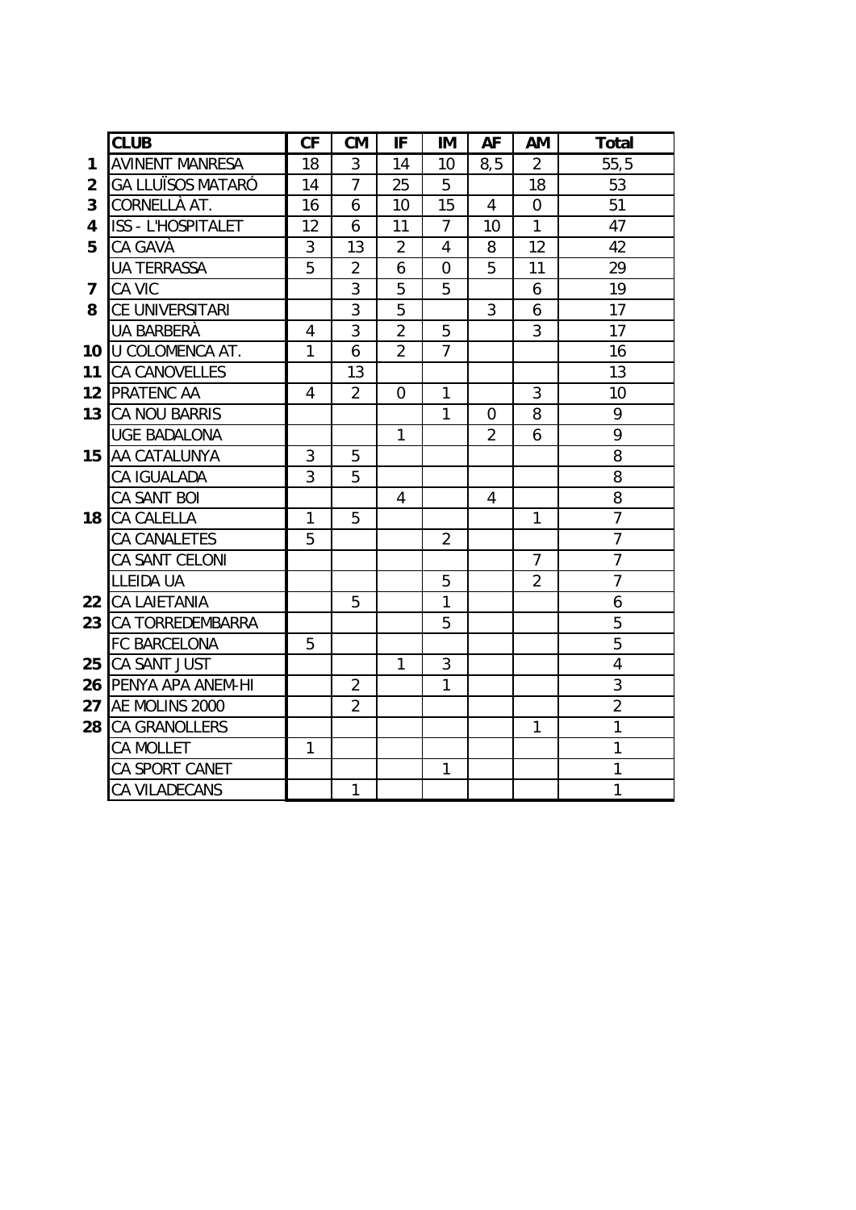| | CLUB | CF | CM | IF | IM | AF | AM | Total |
|---|---|---|---|---|---|---|---|---|
| 1 | AVINENT MANRESA | 18 | 3 | 14 | 10 | 8,5 | 2 | 55,5 |
| 2 | GA LLUÏSOS MATARÓ | 14 | 7 | 25 | 5 | | 18 | 53 |
| 3 | CORNELLÀ AT. | 16 | 6 | 10 | 15 | 4 | 0 | 51 |
| 4 | ISS - L'HOSPITALET | 12 | 6 | 11 | 7 | 10 | 1 | 47 |
| 5 | CA GAVÀ | 3 | 13 | 2 | 4 | 8 | 12 | 42 |
| | UA TERRASSA | 5 | 2 | 6 | 0 | 5 | 11 | 29 |
| 7 | CA VIC | | 3 | 5 | 5 | | 6 | 19 |
| 8 | CE UNIVERSITARI | | 3 | 5 | | 3 | 6 | 17 |
| | UA BARBERÀ | 4 | 3 | 2 | 5 | | 3 | 17 |
| 10 | U COLOMENCA AT. | 1 | 6 | 2 | 7 | | | 16 |
| 11 | CA CANOVELLES | | 13 | | | | | 13 |
| 12 | PRATENC AA | 4 | 2 | 0 | 1 | | 3 | 10 |
| 13 | CA NOU BARRIS | | | | 1 | 0 | 8 | 9 |
| | UGE BADALONA | | | 1 | | 2 | 6 | 9 |
| 15 | AA CATALUNYA | 3 | 5 | | | | | 8 |
| | CA IGUALADA | 3 | 5 | | | | | 8 |
| | CA SANT BOI | | | 4 | | 4 | | 8 |
| 18 | CA CALELLA | 1 | 5 | | | | 1 | 7 |
| | CA CANALETES | 5 | | | 2 | | | 7 |
| | CA SANT CELONI | | | | | | 7 | 7 |
| | LLEIDA UA | | | | 5 | | 2 | 7 |
| 22 | CA LAIETANIA | | 5 | | 1 | | | 6 |
| 23 | CA TORREDEMBARRA | | | | 5 | | | 5 |
| | FC BARCELONA | 5 | | | | | | 5 |
| 25 | CA SANT JUST | | | 1 | 3 | | | 4 |
| 26 | PENYA APA ANEM-HI | | 2 | | 1 | | | 3 |
| 27 | AE MOLINS 2000 | | 2 | | | | | 2 |
| 28 | CA GRANOLLERS | | | | | | 1 | 1 |
| | CA MOLLET | 1 | | | | | | 1 |
| | CA SPORT CANET | | | | 1 | | | 1 |
| | CA VILADECANS | | 1 | | | | | 1 |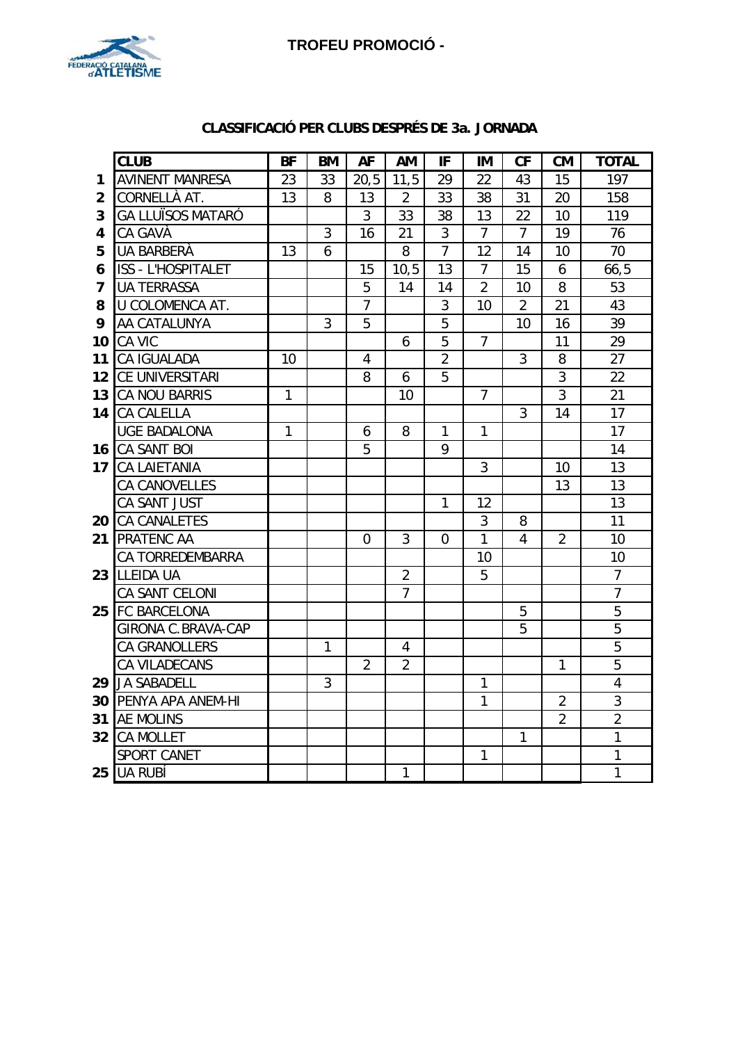TROFEU PROMOCIÓ -

FEDERACIÓ CATALANA d'ATLETISME

## CLASSIFICACIÓ PER CLUBS DESPRÉS DE 3a. JORNADA

| | CLUB | BF | BM | AF | AM | IF | IM | CF | CM | TOTAL |
|---|---|---|---|---|---|---|---|---|---|---|
| 1 | AVINENT MANRESA | 23 | 33 | 20,5 | 11,5 | 29 | 22 | 43 | 15 | 197 |
| 2 | CORNELLÀ AT. | 13 | 8 | 13 | 2 | 33 | 38 | 31 | 20 | 158 |
| 3 | GA LLUÏSOS MATARÓ | | | 3 | 33 | 38 | 13 | 22 | 10 | 119 |
| 4 | CA GAVÀ | | 3 | 16 | 21 | 3 | 7 | 7 | 19 | 76 |
| 5 | UA BARBERÀ | 13 | 6 | | 8 | 7 | 12 | 14 | 10 | 70 |
| 6 | ISS - L'HOSPITALET | | | 15 | 10,5 | 13 | 7 | 15 | 6 | 66,5 |
| 7 | UA TERRASSA | | | 5 | 14 | 14 | 2 | 10 | 8 | 53 |
| 8 | U COLOMENCA AT. | | | 7 | | 3 | 10 | 2 | 21 | 43 |
| 9 | AA CATALUNYA | | 3 | 5 | | 5 | | 10 | 16 | 39 |
| 10 | CA VIC | | | | 6 | 5 | 7 | | 11 | 29 |
| 11 | CA IGUALADA | 10 | | 4 | | 2 | | 3 | 8 | 27 |
| 12 | CE UNIVERSITARI | | | 8 | 6 | 5 | | | 3 | 22 |
| 13 | CA NOU BARRIS | 1 | | | 10 | | 7 | | 3 | 21 |
| 14 | CA CALELLA | | | | | | | 3 | 14 | 17 |
| | UGE BADALONA | 1 | | 6 | 8 | 1 | 1 | | | 17 |
| 16 | CA SANT BOI | | | 5 | | 9 | | | | 14 |
| 17 | CA LAIETANIA | | | | | | 3 | | 10 | 13 |
| | CA CANOVELLES | | | | | | | | 13 | 13 |
| | CA SANT JUST | | | | | 1 | 12 | | | 13 |
| 20 | CA CANALETES | | | | | | 3 | 8 | | 11 |
| 21 | PRATENC AA | | | 0 | 3 | 0 | 1 | 4 | 2 | 10 |
| | CA TORREDEMBARRA | | | | | | 10 | | | 10 |
| 23 | LLEIDA UA | | | | 2 | | 5 | | | 7 |
| | CA SANT CELONI | | | | 7 | | | | | 7 |
| 25 | FC BARCELONA | | | | | | | 5 | | 5 |
| | GIRONA C.BRAVA-CAP | | | | | | | 5 | | 5 |
| | CA GRANOLLERS | | 1 | | 4 | | | | | 5 |
| | CA VILADECANS | | | 2 | 2 | | | | 1 | 5 |
| 29 | JA SABADELL | | 3 | | | | 1 | | | 4 |
| 30 | PENYA APA ANEM-HI | | | | | | 1 | | 2 | 3 |
| 31 | AE MOLINS | | | | | | | | 2 | 2 |
| 32 | CA MOLLET | | | | | | | 1 | | 1 |
| | SPORT CANET | | | | | | 1 | | | 1 |
| 25 | UA RUBÍ | | | | 1 | | | | | 1 |